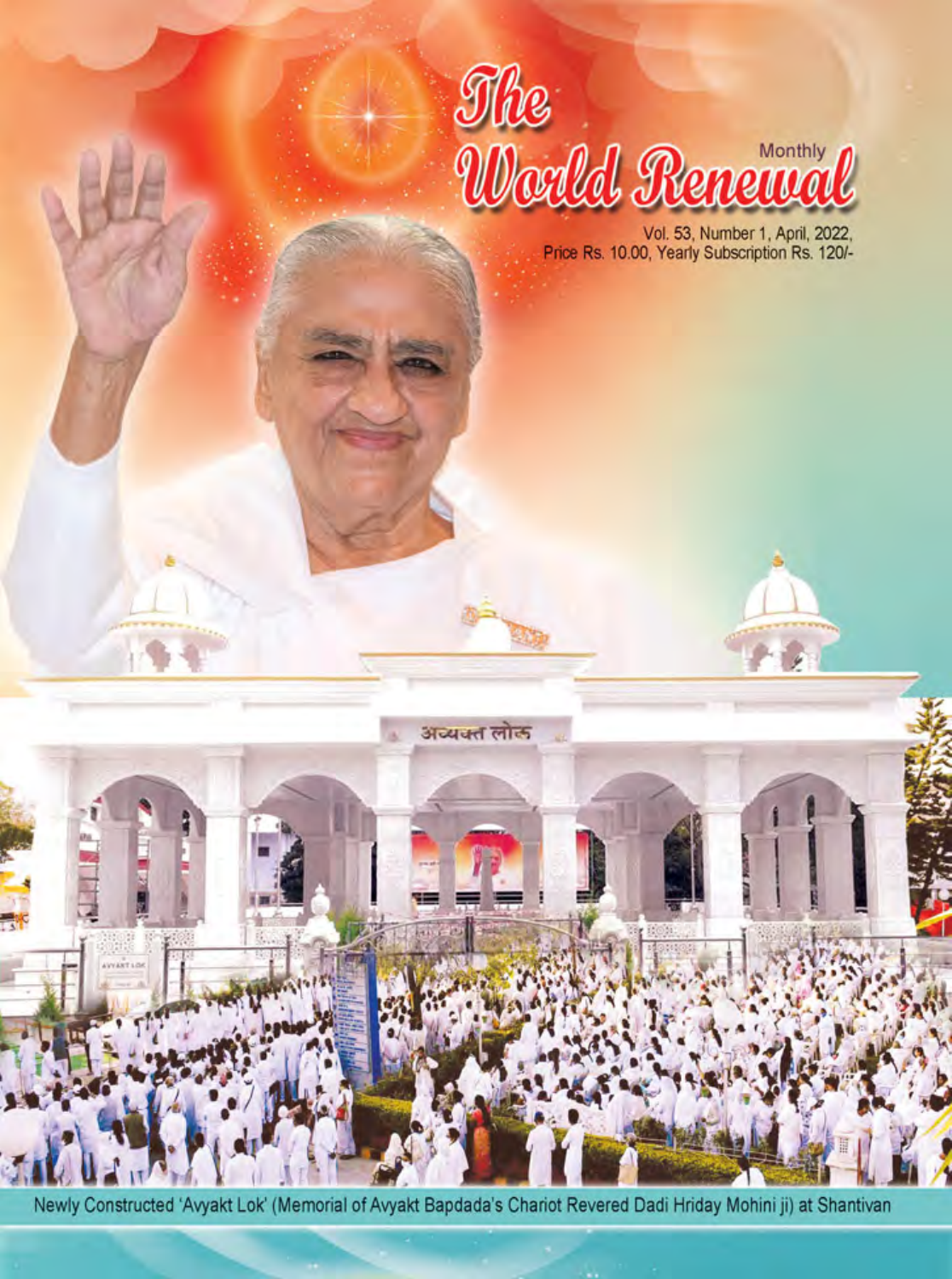# The World Renewal

Monthly

Vol. 53, Number 1, April, 2022, Price Rs. 10.00, Yearly Subscription Rs. 120/-

अव्यक्त लोक

Newly Constructed 'Avyakt Lok' (Memorial of Avyakt Bapdada's Chariot Revered Dadi Hriday Mohini ji) at Shantivan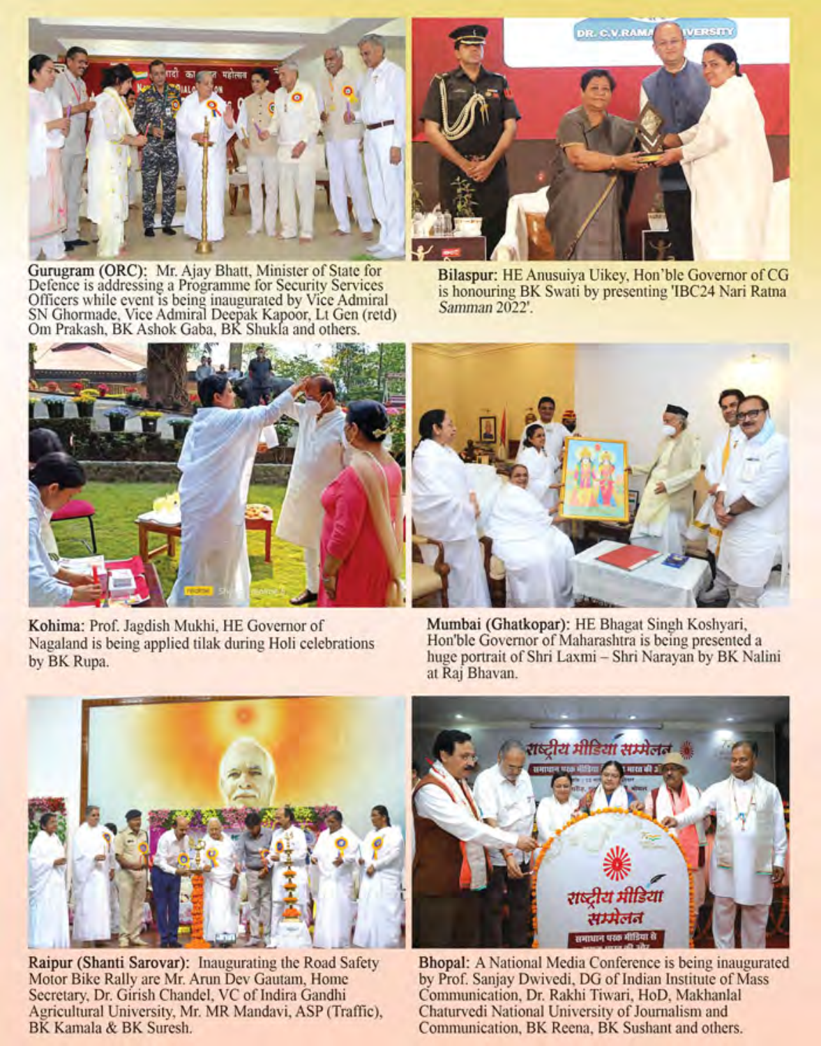**Gurugram (ORC):** Mr. Ajay Bhatt, Minister of State for Defence is addressing a Programme for Security Services Officers while event is being inaugurated by Vice Admiral SN Ghormade, Vice Admiral Deepak Kapoor, Lt Gen (retd) Om Prakash, BK Ashok Gaba, BK Shukla and others.

**Bilaspur:** HE Anusuiya Uikey, Hon'ble Governor of CG is honouring BK Swati by presenting 'IBC24 Nari Ratna *Samman* 2022'.

**Kohima:** Prof. Jagdish Mukhi, HE Governor of Nagaland is being applied tilak during Holi celebrations by BK Rupa.

**Mumbai (Ghatkopar):** HE Bhagat Singh Koshyari, Hon'ble Governor of Maharashtra is being presented a huge portrait of Shri Laxmi – Shri Narayan by BK Nalini at Raj Bhavan.

**Raipur (Shanti Sarovar):** Inaugurating the Road Safety Motor Bike Rally are Mr. Arun Dev Gautam, Home Secretary, Dr. Girish Chandel, VC of Indira Gandhi Agricultural University, Mr. MR Mandavi, ASP (Traffic), BK Kamala & BK Suresh.

**Bhopal:** A National Media Conference is being inaugurated by Prof. Sanjay Dwivedi, DG of Indian Institute of Mass Communication, Dr. Rakhi Tiwari, HoD, Makhanlal Chaturvedi National University of Journalism and Communication, BK Reena, BK Sushant and others.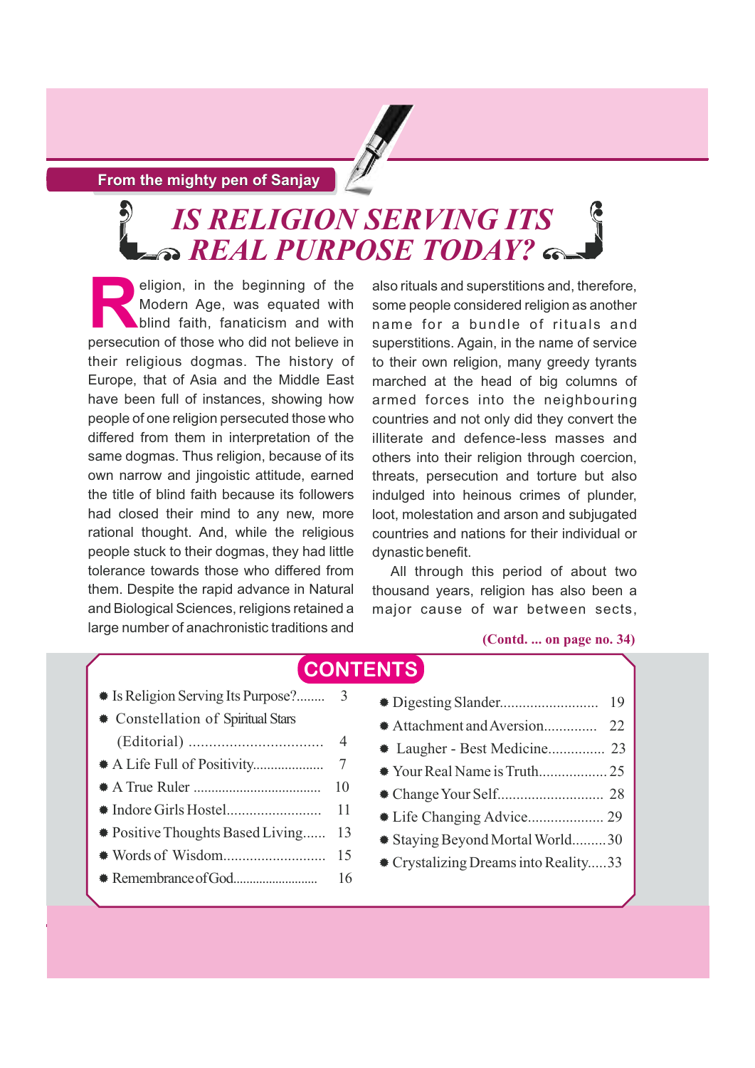From the mighty pen of Sanjay

# IS RELIGION SERVING ITS REAL PURPOSE TODAY?

Religion, in the beginning of the Modern Age, was equated with blind faith, fanaticism and with persecution of those who did not believe in their religious dogmas. The history of Europe, that of Asia and the Middle East have been full of instances, showing how people of one religion persecuted those who differed from them in interpretation of the same dogmas. Thus religion, because of its own narrow and jingoistic attitude, earned the title of blind faith because its followers had closed their mind to any new, more rational thought. And, while the religious people stuck to their dogmas, they had little tolerance towards those who differed from them. Despite the rapid advance in Natural and Biological Sciences, religions retained a large number of anachronistic traditions and also rituals and superstitions and, therefore, some people considered religion as another name for a bundle of rituals and superstitions. Again, in the name of service to their own religion, many greedy tyrants marched at the head of big columns of armed forces into the neighbouring countries and not only did they convert the illiterate and defence-less masses and others into their religion through coercion, threats, persecution and torture but also indulged into heinous crimes of plunder, loot, molestation and arson and subjugated countries and nations for their individual or dynastic benefit.

All through this period of about two thousand years, religion has also been a major cause of war between sects,

**(Contd. ... on page no. 34)**

## CONTENTS

- Is Religion Serving Its Purpose?........ 3
- Constellation of Spiritual Stars (Editorial) ................................ 4
- A Life Full of Positivity.................... 7
- A True Ruler .................................... 10
- Indore Girls Hostel......................... 11
- Positive Thoughts Based Living...... 13
- Words of Wisdom........................... 15
- Remembrance of God........................ 16
- Digesting Slander.......................... 19
- Attachment and Aversion.............. 22
- Laugher - Best Medicine............... 23
- Your Real Name is Truth.................. 25
- Change Your Self............................ 28
- Life Changing Advice.................... 29
- Staying Beyond Mortal World.........30
- Crystalizing Dreams into Reality.....33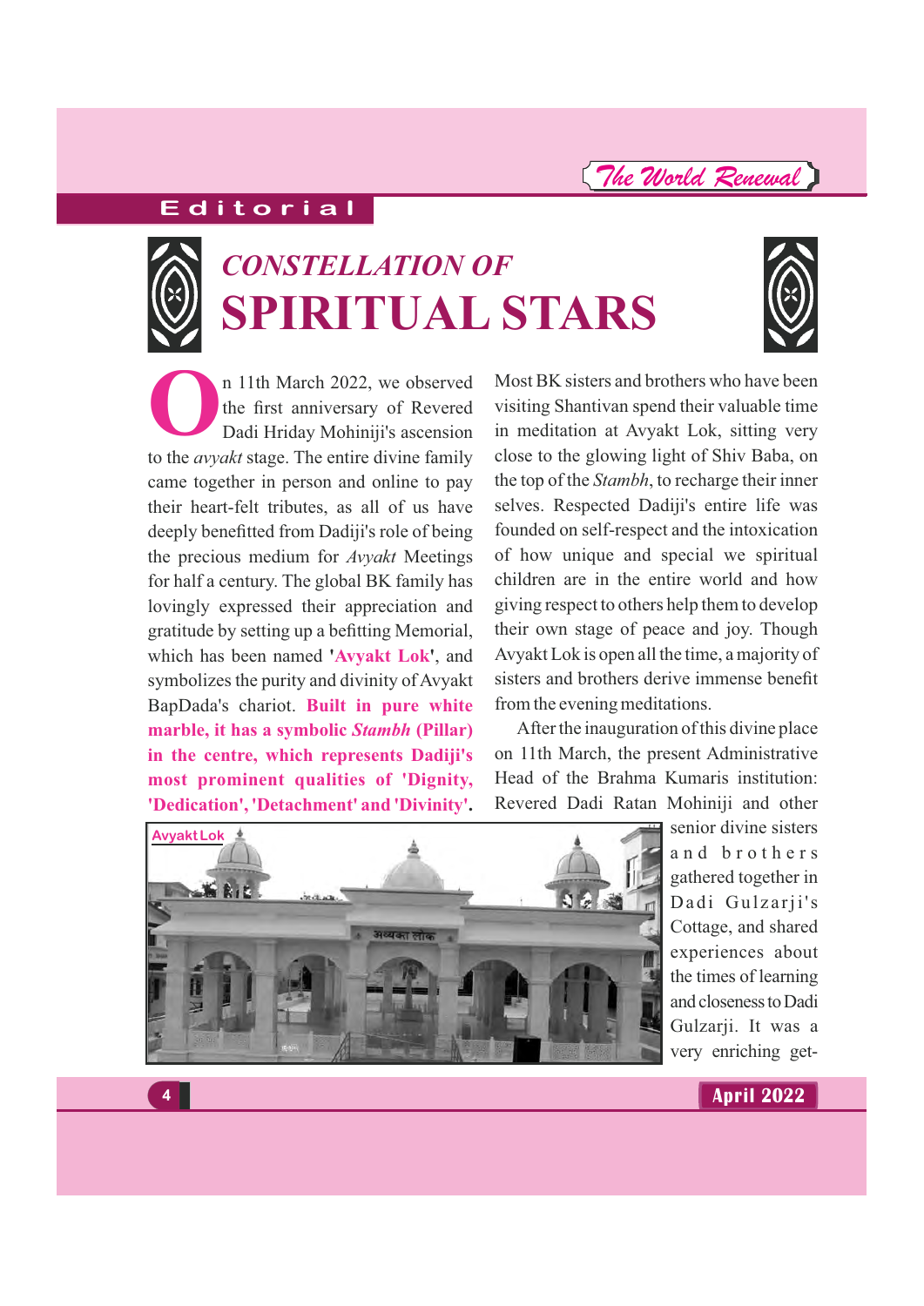Editorial

# *CONSTELLATION OF*
# SPIRITUAL STARS

On 11th March 2022, we observed the first anniversary of Revered Dadi Hriday Mohiniji's ascension to the *avyakt* stage. The entire divine family came together in person and online to pay their heart-felt tributes, as all of us have deeply benefitted from Dadiji's role of being the precious medium for *Avyakt* Meetings for half a century. The global BK family has lovingly expressed their appreciation and gratitude by setting up a befitting Memorial, which has been named '**Avyakt Lok**', and symbolizes the purity and divinity of Avyakt BapDada's chariot. **Built in pure white marble, it has a symbolic *Stambh* (Pillar) in the centre, which represents Dadiji's most prominent qualities of 'Dignity, 'Dedication', 'Detachment' and 'Divinity'.** Most BK sisters and brothers who have been visiting Shantivan spend their valuable time in meditation at Avyakt Lok, sitting very close to the glowing light of Shiv Baba, on the top of the *Stambh*, to recharge their inner selves. Respected Dadiji's entire life was founded on self-respect and the intoxication of how unique and special we spiritual children are in the entire world and how giving respect to others help them to develop their own stage of peace and joy. Though Avyakt Lok is open all the time, a majority of sisters and brothers derive immense benefit from the evening meditations.

After the inauguration of this divine place on 11th March, the present Administrative Head of the Brahma Kumaris institution: Revered Dadi Ratan Mohiniji and other senior divine sisters and brothers gathered together in Dadi Gulzarji's Cottage, and shared experiences about the times of learning and closeness to Dadi Gulzarji. It was a very enriching get-

Avyakt Lok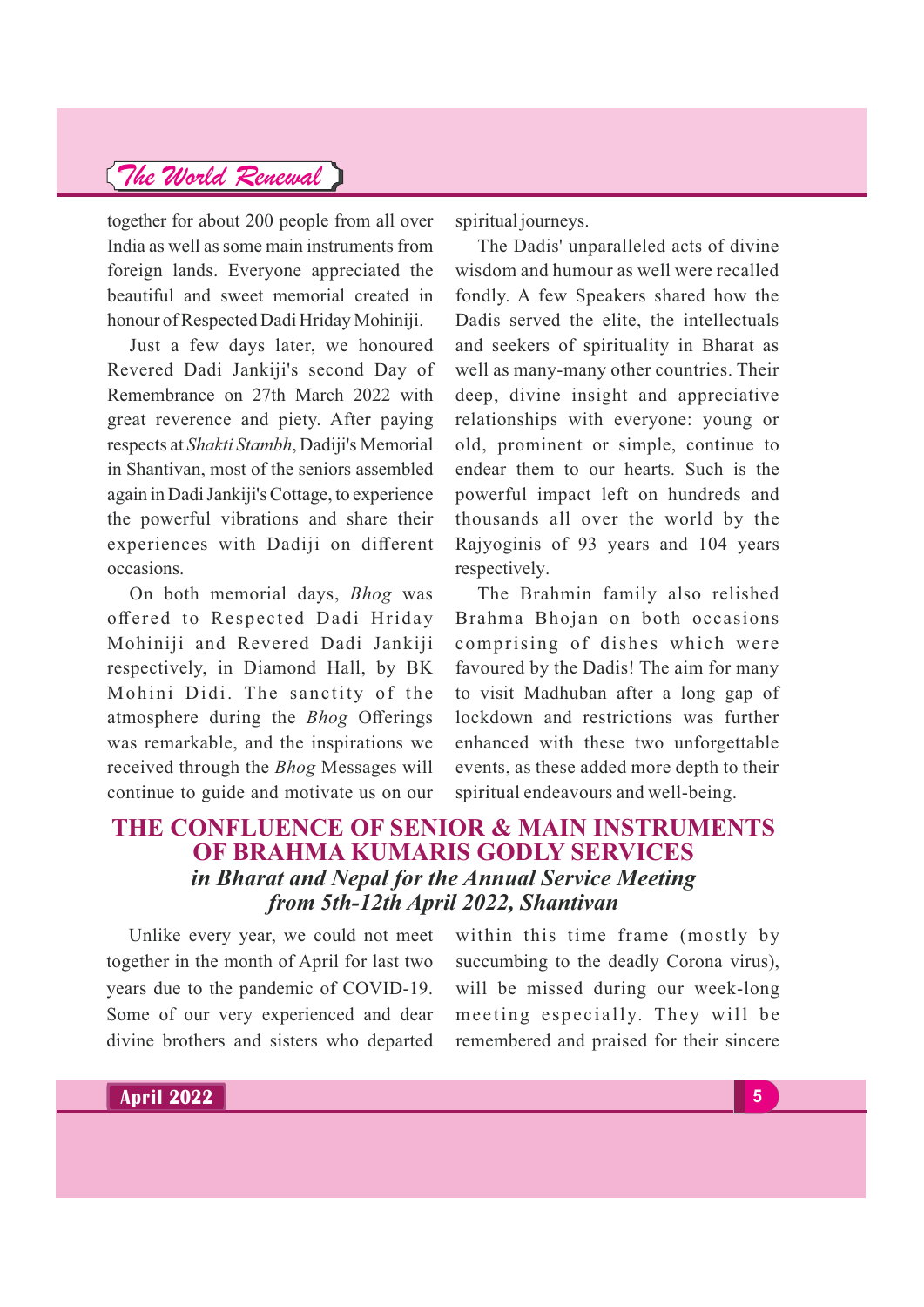together for about 200 people from all over India as well as some main instruments from foreign lands. Everyone appreciated the beautiful and sweet memorial created in honour of Respected Dadi Hriday Mohiniji.

Just a few days later, we honoured Revered Dadi Jankiji's second Day of Remembrance on 27th March 2022 with great reverence and piety. After paying respects at *Shakti Stambh*, Dadiji's Memorial in Shantivan, most of the seniors assembled again in Dadi Jankiji's Cottage, to experience the powerful vibrations and share their experiences with Dadiji on different occasions.

On both memorial days, *Bhog* was offered to Respected Dadi Hriday Mohiniji and Revered Dadi Jankiji respectively, in Diamond Hall, by BK Mohini Didi. The sanctity of the atmosphere during the *Bhog* Offerings was remarkable, and the inspirations we received through the *Bhog* Messages will continue to guide and motivate us on our spiritual journeys.

The Dadis' unparalleled acts of divine wisdom and humour as well were recalled fondly. A few Speakers shared how the Dadis served the elite, the intellectuals and seekers of spirituality in Bharat as well as many-many other countries. Their deep, divine insight and appreciative relationships with everyone: young or old, prominent or simple, continue to endear them to our hearts. Such is the powerful impact left on hundreds and thousands all over the world by the Rajyoginis of 93 years and 104 years respectively.

The Brahmin family also relished Brahma Bhojan on both occasions comprising of dishes which were favoured by the Dadis! The aim for many to visit Madhuban after a long gap of lockdown and restrictions was further enhanced with these two unforgettable events, as these added more depth to their spiritual endeavours and well-being.

## THE CONFLUENCE OF SENIOR & MAIN INSTRUMENTS OF BRAHMA KUMARIS GODLY SERVICES

### *in Bharat and Nepal for the Annual Service Meeting from 5th-12th April 2022, Shantivan*

Unlike every year, we could not meet together in the month of April for last two years due to the pandemic of COVID-19. Some of our very experienced and dear divine brothers and sisters who departed within this time frame (mostly by succumbing to the deadly Corona virus), will be missed during our week-long meeting especially. They will be remembered and praised for their sincere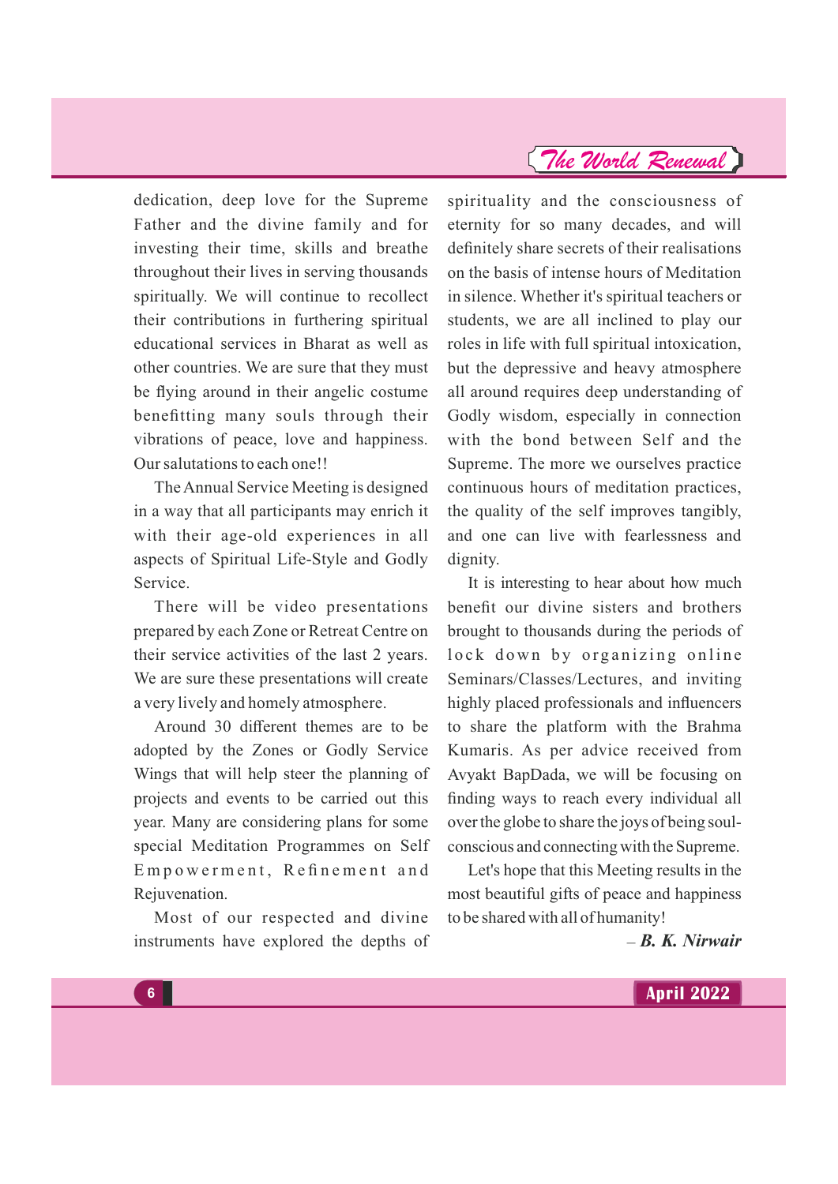dedication, deep love for the Supreme Father and the divine family and for investing their time, skills and breathe throughout their lives in serving thousands spiritually. We will continue to recollect their contributions in furthering spiritual educational services in Bharat as well as other countries. We are sure that they must be flying around in their angelic costume benefitting many souls through their vibrations of peace, love and happiness. Our salutations to each one!!

The Annual Service Meeting is designed in a way that all participants may enrich it with their age-old experiences in all aspects of Spiritual Life-Style and Godly Service.

There will be video presentations prepared by each Zone or Retreat Centre on their service activities of the last 2 years. We are sure these presentations will create a very lively and homely atmosphere.

Around 30 different themes are to be adopted by the Zones or Godly Service Wings that will help steer the planning of projects and events to be carried out this year. Many are considering plans for some special Meditation Programmes on Self Empowerment, Refinement and Rejuvenation.

Most of our respected and divine instruments have explored the depths of spirituality and the consciousness of eternity for so many decades, and will definitely share secrets of their realisations on the basis of intense hours of Meditation in silence. Whether it's spiritual teachers or students, we are all inclined to play our roles in life with full spiritual intoxication, but the depressive and heavy atmosphere all around requires deep understanding of Godly wisdom, especially in connection with the bond between Self and the Supreme. The more we ourselves practice continuous hours of meditation practices, the quality of the self improves tangibly, and one can live with fearlessness and dignity.

It is interesting to hear about how much benefit our divine sisters and brothers brought to thousands during the periods of lock down by organizing online Seminars/Classes/Lectures, and inviting highly placed professionals and influencers to share the platform with the Brahma Kumaris. As per advice received from Avyakt BapDada, we will be focusing on finding ways to reach every individual all over the globe to share the joys of being soul-conscious and connecting with the Supreme.

Let's hope that this Meeting results in the most beautiful gifts of peace and happiness to be shared with all of humanity!

– ***B. K. Nirwair***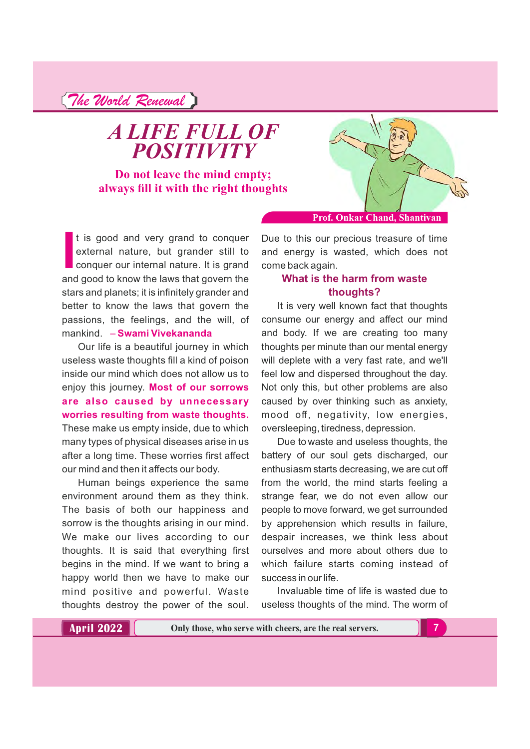// A LIFE FULL OF POSITIVITY

# A LIFE FULL OF POSITIVITY

**Do not leave the mind empty; always fill it with the right thoughts**

**Prof. Onkar Chand, Shantivan**

It is good and very grand to conquer external nature, but grander still to conquer our internal nature. It is grand and good to know the laws that govern the stars and planets; it is infinitely grander and better to know the laws that govern the passions, the feelings, and the will, of mankind. **– Swami Vivekananda**

Our life is a beautiful journey in which useless waste thoughts fill a kind of poison inside our mind which does not allow us to enjoy this journey. **Most of our sorrows are also caused by unnecessary worries resulting from waste thoughts.** These make us empty inside, due to which many types of physical diseases arise in us after a long time. These worries first affect our mind and then it affects our body.

Human beings experience the same environment around them as they think. The basis of both our happiness and sorrow is the thoughts arising in our mind. We make our lives according to our thoughts. It is said that everything first begins in the mind. If we want to bring a happy world then we have to make our mind positive and powerful. Waste thoughts destroy the power of the soul. Due to this our precious treasure of time and energy is wasted, which does not come back again.

### What is the harm from waste thoughts?

It is very well known fact that thoughts consume our energy and affect our mind and body. If we are creating too many thoughts per minute than our mental energy will deplete with a very fast rate, and we'll feel low and dispersed throughout the day. Not only this, but other problems are also caused by over thinking such as anxiety, mood off, negativity, low energies, oversleeping, tiredness, depression.

Due to waste and useless thoughts, the battery of our soul gets discharged, our enthusiasm starts decreasing, we are cut off from the world, the mind starts feeling a strange fear, we do not even allow our people to move forward, we get surrounded by apprehension which results in failure, despair increases, we think less about ourselves and more about others due to which failure starts coming instead of success in our life.

Invaluable time of life is wasted due to useless thoughts of the mind. The worm of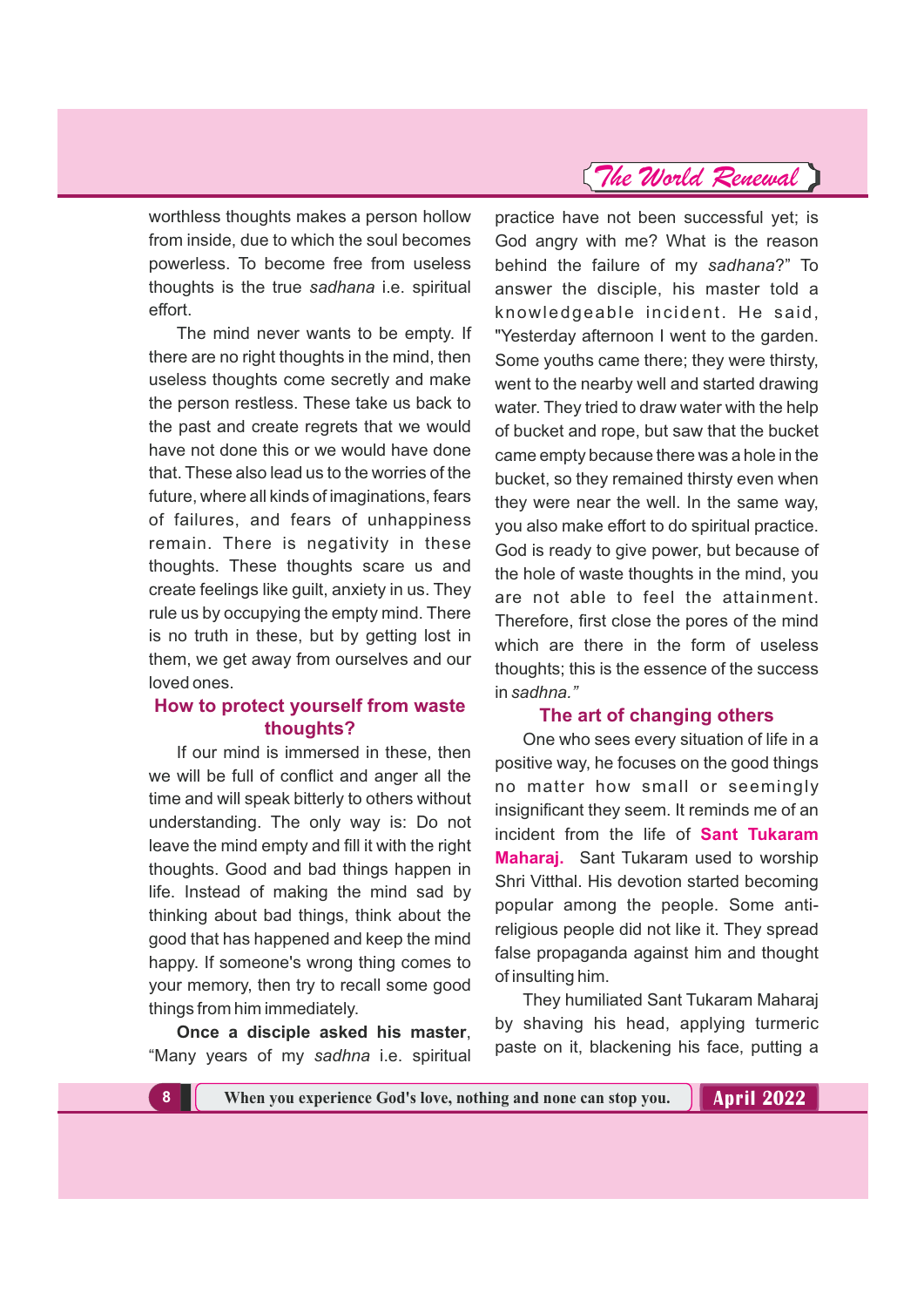worthless thoughts makes a person hollow from inside, due to which the soul becomes powerless. To become free from useless thoughts is the true *sadhana* i.e. spiritual effort.

The mind never wants to be empty. If there are no right thoughts in the mind, then useless thoughts come secretly and make the person restless. These take us back to the past and create regrets that we would have not done this or we would have done that. These also lead us to the worries of the future, where all kinds of imaginations, fears of failures, and fears of unhappiness remain. There is negativity in these thoughts. These thoughts scare us and create feelings like guilt, anxiety in us. They rule us by occupying the empty mind. There is no truth in these, but by getting lost in them, we get away from ourselves and our loved ones.

## How to protect yourself from waste thoughts?

If our mind is immersed in these, then we will be full of conflict and anger all the time and will speak bitterly to others without understanding. The only way is: Do not leave the mind empty and fill it with the right thoughts. Good and bad things happen in life. Instead of making the mind sad by thinking about bad things, think about the good that has happened and keep the mind happy. If someone's wrong thing comes to your memory, then try to recall some good things from him immediately.

**Once a disciple asked his master**, "Many years of my *sadhna* i.e. spiritual practice have not been successful yet; is God angry with me? What is the reason behind the failure of my *sadhana*?" To answer the disciple, his master told a knowledgeable incident. He said, "Yesterday afternoon I went to the garden. Some youths came there; they were thirsty, went to the nearby well and started drawing water. They tried to draw water with the help of bucket and rope, but saw that the bucket came empty because there was a hole in the bucket, so they remained thirsty even when they were near the well. In the same way, you also make effort to do spiritual practice. God is ready to give power, but because of the hole of waste thoughts in the mind, you are not able to feel the attainment. Therefore, first close the pores of the mind which are there in the form of useless thoughts; this is the essence of the success in *sadhna."*

## The art of changing others

One who sees every situation of life in a positive way, he focuses on the good things no matter how small or seemingly insignificant they seem. It reminds me of an incident from the life of **Sant Tukaram Maharaj.** Sant Tukaram used to worship Shri Vitthal. His devotion started becoming popular among the people. Some anti-religious people did not like it. They spread false propaganda against him and thought of insulting him.

They humiliated Sant Tukaram Maharaj by shaving his head, applying turmeric paste on it, blackening his face, putting a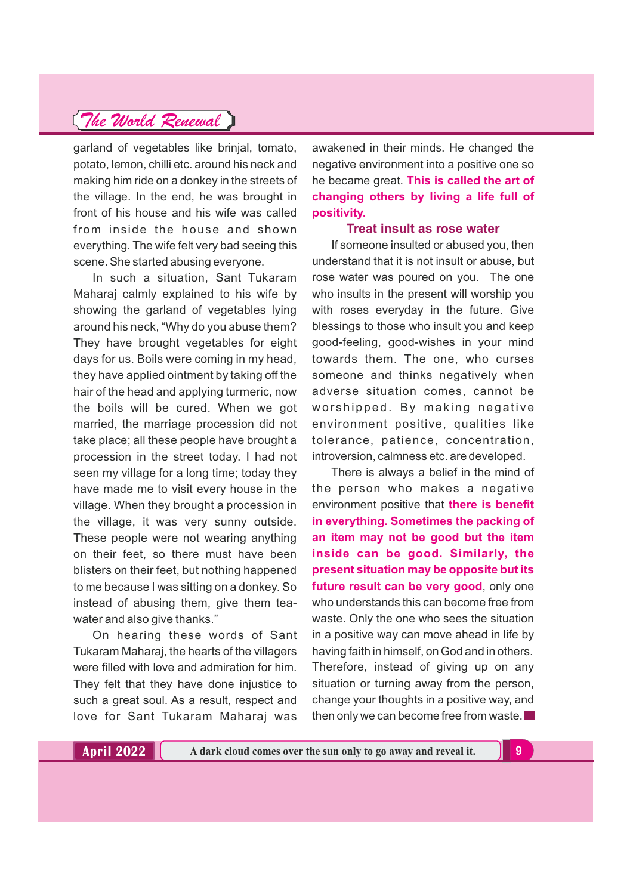garland of vegetables like brinjal, tomato, potato, lemon, chilli etc. around his neck and making him ride on a donkey in the streets of the village. In the end, he was brought in front of his house and his wife was called from inside the house and shown everything. The wife felt very bad seeing this scene. She started abusing everyone.

In such a situation, Sant Tukaram Maharaj calmly explained to his wife by showing the garland of vegetables lying around his neck, "Why do you abuse them? They have brought vegetables for eight days for us. Boils were coming in my head, they have applied ointment by taking off the hair of the head and applying turmeric, now the boils will be cured. When we got married, the marriage procession did not take place; all these people have brought a procession in the street today. I had not seen my village for a long time; today they have made me to visit every house in the village. When they brought a procession in the village, it was very sunny outside. These people were not wearing anything on their feet, so there must have been blisters on their feet, but nothing happened to me because I was sitting on a donkey. So instead of abusing them, give them tea-water and also give thanks."

On hearing these words of Sant Tukaram Maharaj, the hearts of the villagers were filled with love and admiration for him. They felt that they have done injustice to such a great soul. As a result, respect and love for Sant Tukaram Maharaj was awakened in their minds. He changed the negative environment into a positive one so he became great. **This is called the art of changing others by living a life full of positivity.**

### Treat insult as rose water

If someone insulted or abused you, then understand that it is not insult or abuse, but rose water was poured on you. The one who insults in the present will worship you with roses everyday in the future. Give blessings to those who insult you and keep good-feeling, good-wishes in your mind towards them. The one, who curses someone and thinks negatively when adverse situation comes, cannot be worshipped. By making negative environment positive, qualities like tolerance, patience, concentration, introversion, calmness etc. are developed.

There is always a belief in the mind of the person who makes a negative environment positive that **there is benefit in everything. Sometimes the packing of an item may not be good but the item inside can be good. Similarly, the present situation may be opposite but its future result can be very good**, only one who understands this can become free from waste. Only the one who sees the situation in a positive way can move ahead in life by having faith in himself, on God and in others. Therefore, instead of giving up on any situation or turning away from the person, change your thoughts in a positive way, and then only we can become free from waste. ■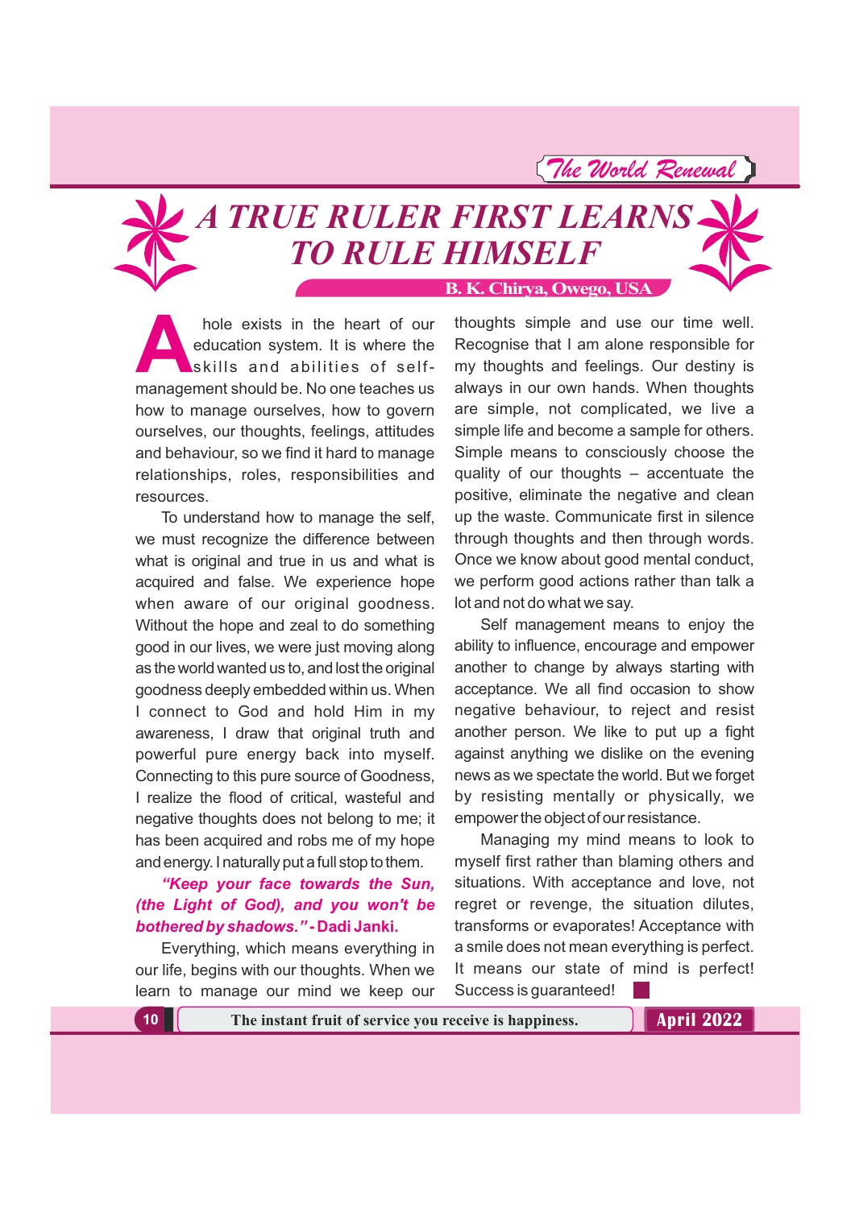# A TRUE RULER FIRST LEARNS TO RULE HIMSELF

**B. K. Chirya, Owego, USA**

A hole exists in the heart of our education system. It is where the skills and abilities of self-management should be. No one teaches us how to manage ourselves, how to govern ourselves, our thoughts, feelings, attitudes and behaviour, so we find it hard to manage relationships, roles, responsibilities and resources.

To understand how to manage the self, we must recognize the difference between what is original and true in us and what is acquired and false. We experience hope when aware of our original goodness. Without the hope and zeal to do something good in our lives, we were just moving along as the world wanted us to, and lost the original goodness deeply embedded within us. When I connect to God and hold Him in my awareness, I draw that original truth and powerful pure energy back into myself. Connecting to this pure source of Goodness, I realize the flood of critical, wasteful and negative thoughts does not belong to me; it has been acquired and robs me of my hope and energy. I naturally put a full stop to them.

***"Keep your face towards the Sun, (the Light of God), and you won't be bothered by shadows."* - Dadi Janki.**

Everything, which means everything in our life, begins with our thoughts. When we learn to manage our mind we keep our thoughts simple and use our time well. Recognise that I am alone responsible for my thoughts and feelings. Our destiny is always in our own hands. When thoughts are simple, not complicated, we live a simple life and become a sample for others. Simple means to consciously choose the quality of our thoughts – accentuate the positive, eliminate the negative and clean up the waste. Communicate first in silence through thoughts and then through words. Once we know about good mental conduct, we perform good actions rather than talk a lot and not do what we say.

Self management means to enjoy the ability to influence, encourage and empower another to change by always starting with acceptance. We all find occasion to show negative behaviour, to reject and resist another person. We like to put up a fight against anything we dislike on the evening news as we spectate the world. But we forget by resisting mentally or physically, we empower the object of our resistance.

Managing my mind means to look to myself first rather than blaming others and situations. With acceptance and love, not regret or revenge, the situation dilutes, transforms or evaporates! Acceptance with a smile does not mean everything is perfect. It means our state of mind is perfect! Success is guaranteed! ■

The instant fruit of service you receive is happiness.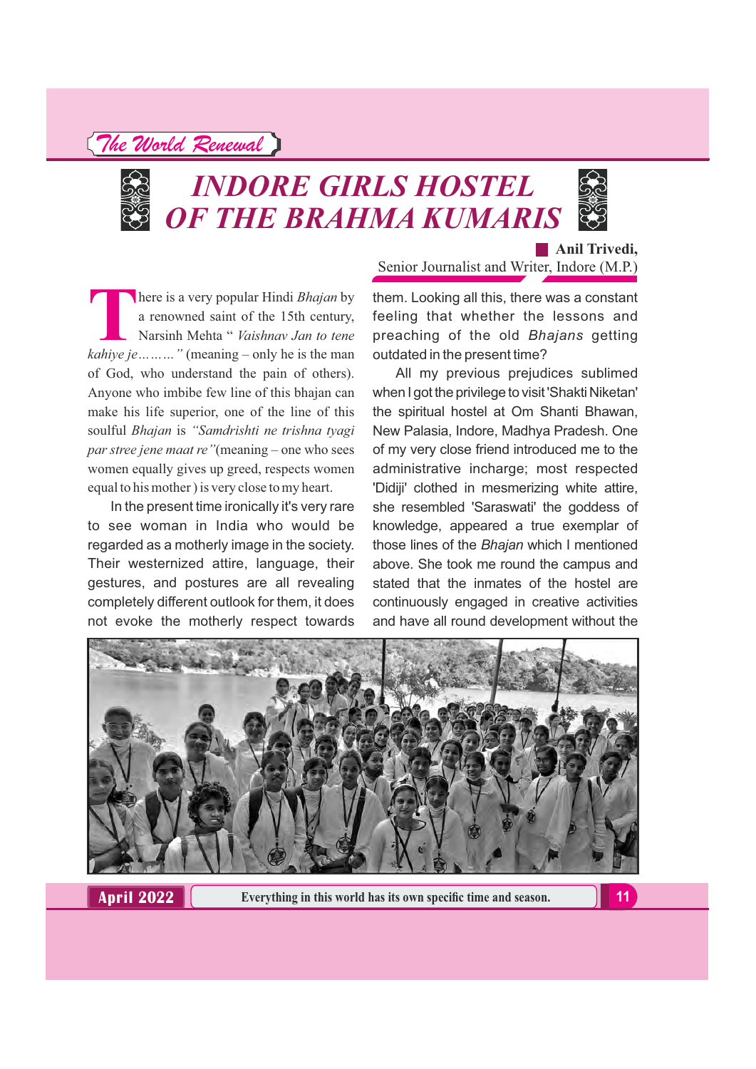# INDORE GIRLS HOSTEL OF THE BRAHMA KUMARIS

**Anil Trivedi,**
Senior Journalist and Writer, Indore (M.P.)

There is a very popular Hindi *Bhajan* by a renowned saint of the 15th century, Narsinh Mehta " *Vaishnav Jan to tene kahiye je………"* (meaning – only he is the man of God, who understand the pain of others). Anyone who imbibe few line of this bhajan can make his life superior, one of the line of this soulful *Bhajan* is *"Samdrishti ne trishna tyagi par stree jene maat re"*(meaning – one who sees women equally gives up greed, respects women equal to his mother ) is very close to my heart.

In the present time ironically it's very rare to see woman in India who would be regarded as a motherly image in the society. Their westernized attire, language, their gestures, and postures are all revealing completely different outlook for them, it does not evoke the motherly respect towards them. Looking all this, there was a constant feeling that whether the lessons and preaching of the old *Bhajans* getting outdated in the present time?

All my previous prejudices sublimed when I got the privilege to visit 'Shakti Niketan' the spiritual hostel at Om Shanti Bhawan, New Palasia, Indore, Madhya Pradesh. One of my very close friend introduced me to the administrative incharge; most respected 'Didiji' clothed in mesmerizing white attire, she resembled 'Saraswati' the goddess of knowledge, appeared a true exemplar of those lines of the *Bhajan* which I mentioned above. She took me round the campus and stated that the inmates of the hostel are continuously engaged in creative activities and have all round development without the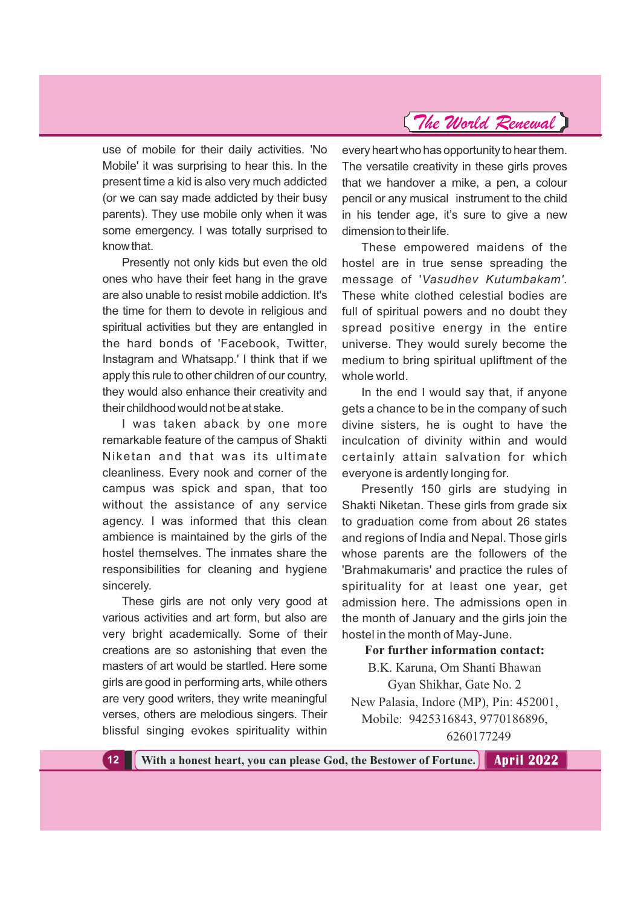use of mobile for their daily activities. 'No Mobile' it was surprising to hear this. In the present time a kid is also very much addicted (or we can say made addicted by their busy parents). They use mobile only when it was some emergency. I was totally surprised to know that.

Presently not only kids but even the old ones who have their feet hang in the grave are also unable to resist mobile addiction. It's the time for them to devote in religious and spiritual activities but they are entangled in the hard bonds of 'Facebook, Twitter, Instagram and Whatsapp.' I think that if we apply this rule to other children of our country, they would also enhance their creativity and their childhood would not be at stake.

I was taken aback by one more remarkable feature of the campus of Shakti Niketan and that was its ultimate cleanliness. Every nook and corner of the campus was spick and span, that too without the assistance of any service agency. I was informed that this clean ambience is maintained by the girls of the hostel themselves. The inmates share the responsibilities for cleaning and hygiene sincerely.

These girls are not only very good at various activities and art form, but also are very bright academically. Some of their creations are so astonishing that even the masters of art would be startled. Here some girls are good in performing arts, while others are very good writers, they write meaningful verses, others are melodious singers. Their blissful singing evokes spirituality within every heart who has opportunity to hear them. The versatile creativity in these girls proves that we handover a mike, a pen, a colour pencil or any musical instrument to the child in his tender age, it's sure to give a new dimension to their life.

These empowered maidens of the hostel are in true sense spreading the message of '*Vasudhev Kutumbakam*'. These white clothed celestial bodies are full of spiritual powers and no doubt they spread positive energy in the entire universe. They would surely become the medium to bring spiritual upliftment of the whole world.

In the end I would say that, if anyone gets a chance to be in the company of such divine sisters, he is ought to have the inculcation of divinity within and would certainly attain salvation for which everyone is ardently longing for.

Presently 150 girls are studying in Shakti Niketan. These girls from grade six to graduation come from about 26 states and regions of India and Nepal. Those girls whose parents are the followers of the 'Brahmakumaris' and practice the rules of spirituality for at least one year, get admission here. The admissions open in the month of January and the girls join the hostel in the month of May-June.

**For further information contact:**

B.K. Karuna, Om Shanti Bhawan
Gyan Shikhar, Gate No. 2
New Palasia, Indore (MP), Pin: 452001,
Mobile: 9425316843, 9770186896,
6260177249

With a honest heart, you can please God, the Bestower of Fortune.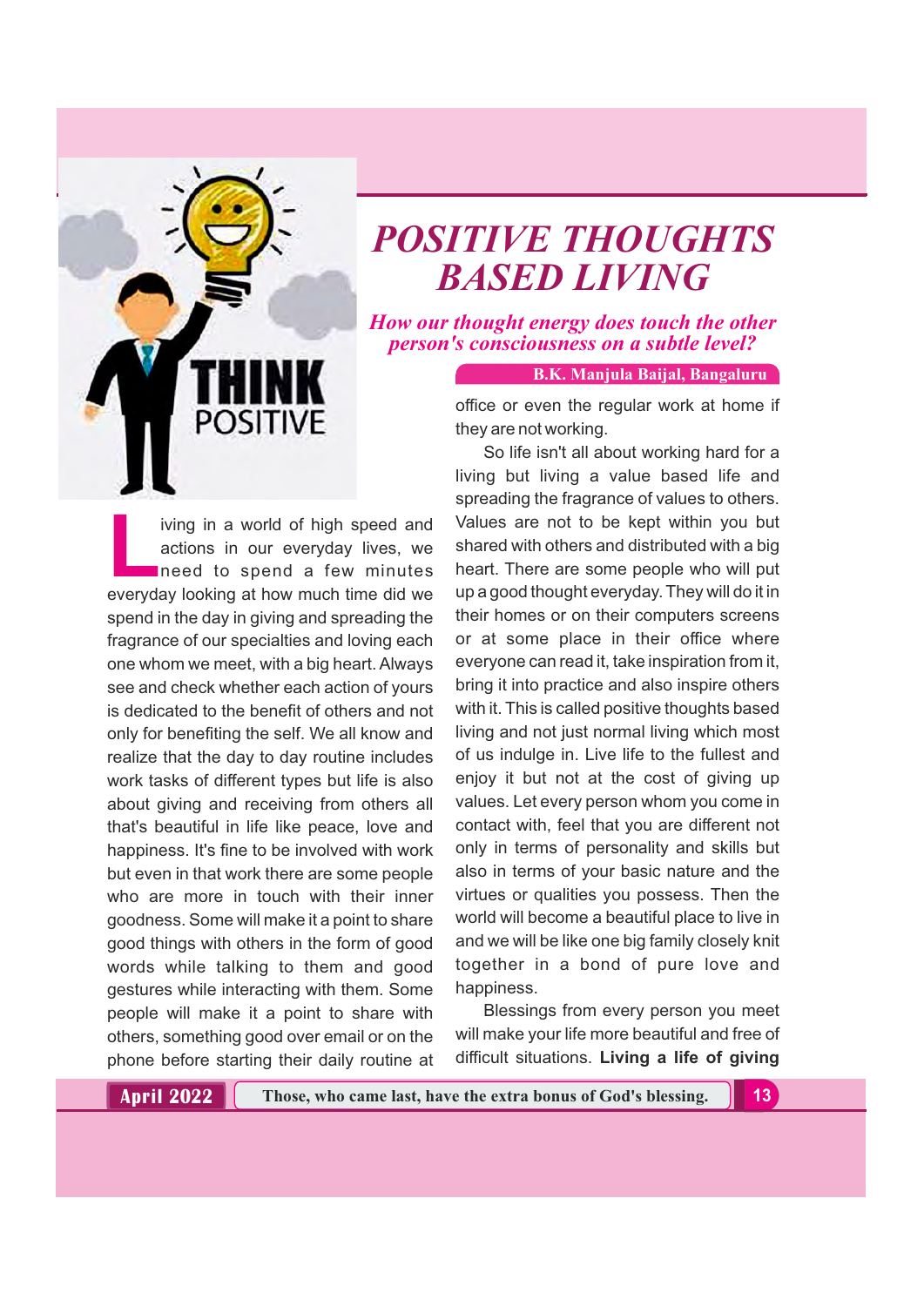# POSITIVE THOUGHTS BASED LIVING

***How our thought energy does touch the other person's consciousness on a subtle level?***

**B.K. Manjula Baijal, Bangaluru**

Living in a world of high speed and actions in our everyday lives, we need to spend a few minutes everyday looking at how much time did we spend in the day in giving and spreading the fragrance of our specialties and loving each one whom we meet, with a big heart. Always see and check whether each action of yours is dedicated to the benefit of others and not only for benefiting the self. We all know and realize that the day to day routine includes work tasks of different types but life is also about giving and receiving from others all that's beautiful in life like peace, love and happiness. It's fine to be involved with work but even in that work there are some people who are more in touch with their inner goodness. Some will make it a point to share good things with others in the form of good words while talking to them and good gestures while interacting with them. Some people will make it a point to share with others, something good over email or on the phone before starting their daily routine at office or even the regular work at home if they are not working.

So life isn't all about working hard for a living but living a value based life and spreading the fragrance of values to others. Values are not to be kept within you but shared with others and distributed with a big heart. There are some people who will put up a good thought everyday. They will do it in their homes or on their computers screens or at some place in their office where everyone can read it, take inspiration from it, bring it into practice and also inspire others with it. This is called positive thoughts based living and not just normal living which most of us indulge in. Live life to the fullest and enjoy it but not at the cost of giving up values. Let every person whom you come in contact with, feel that you are different not only in terms of personality and skills but also in terms of your basic nature and the virtues or qualities you possess. Then the world will become a beautiful place to live in and we will be like one big family closely knit together in a bond of pure love and happiness.

Blessings from every person you meet will make your life more beautiful and free of difficult situations. **Living a life of giving**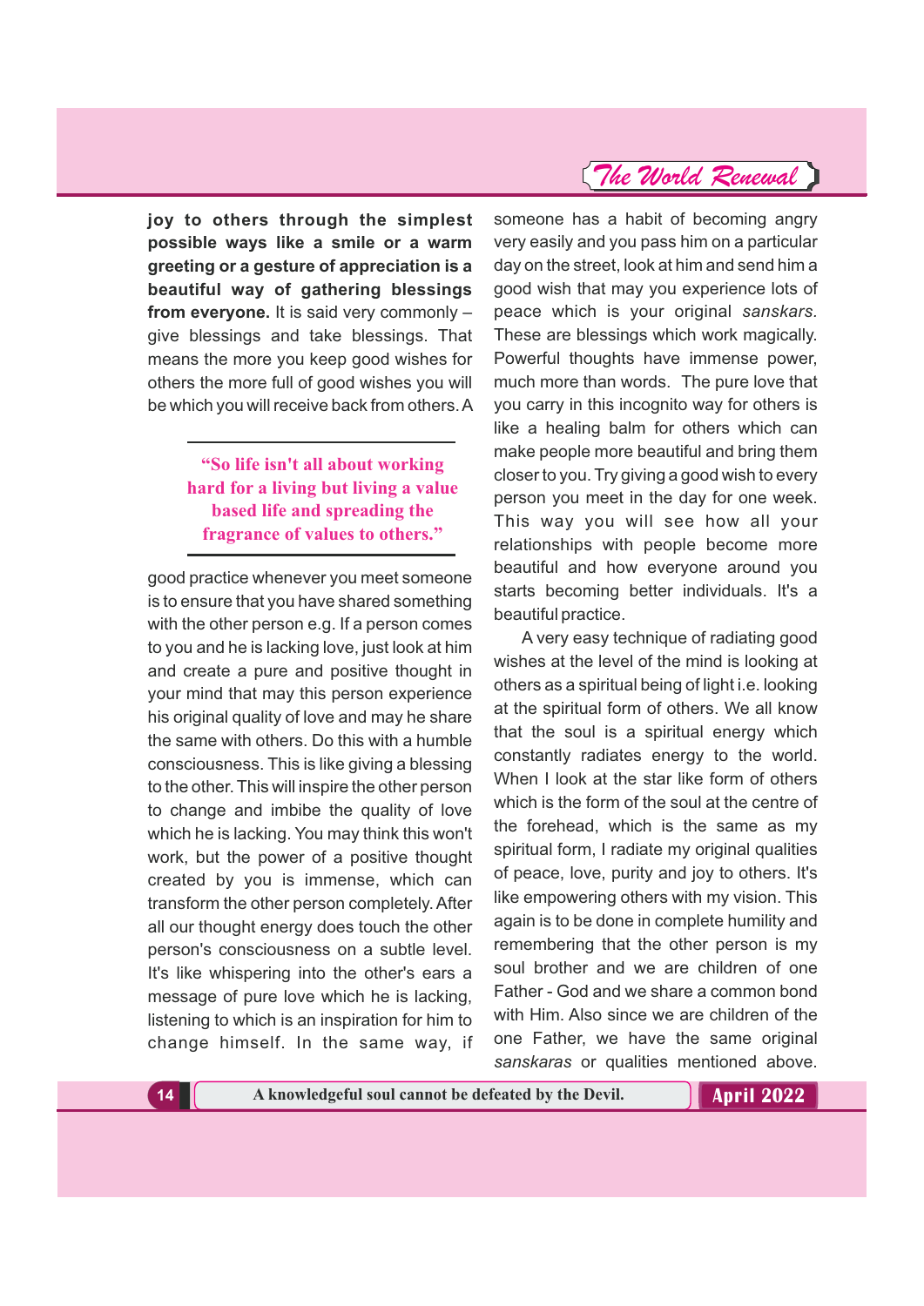**joy to others through the simplest possible ways like a smile or a warm greeting or a gesture of appreciation is a beautiful way of gathering blessings from everyone.** It is said very commonly – give blessings and take blessings. That means the more you keep good wishes for others the more full of good wishes you will be which you will receive back from others. A good practice whenever you meet someone is to ensure that you have shared something with the other person e.g. If a person comes to you and he is lacking love, just look at him and create a pure and positive thought in your mind that may this person experience his original quality of love and may he share the same with others. Do this with a humble consciousness. This is like giving a blessing to the other. This will inspire the other person to change and imbibe the quality of love which he is lacking. You may think this won't work, but the power of a positive thought created by you is immense, which can transform the other person completely. After all our thought energy does touch the other person's consciousness on a subtle level. It's like whispering into the other's ears a message of pure love which he is lacking, listening to which is an inspiration for him to change himself. In the same way, if someone has a habit of becoming angry very easily and you pass him on a particular day on the street, look at him and send him a good wish that may you experience lots of peace which is your original *sanskars.* These are blessings which work magically. Powerful thoughts have immense power, much more than words. The pure love that you carry in this incognito way for others is like a healing balm for others which can make people more beautiful and bring them closer to you. Try giving a good wish to every person you meet in the day for one week. This way you will see how all your relationships with people become more beautiful and how everyone around you starts becoming better individuals. It's a beautiful practice.

> **"So life isn't all about working hard for a living but living a value based life and spreading the fragrance of values to others."**

A very easy technique of radiating good wishes at the level of the mind is looking at others as a spiritual being of light i.e. looking at the spiritual form of others. We all know that the soul is a spiritual energy which constantly radiates energy to the world. When I look at the star like form of others which is the form of the soul at the centre of the forehead, which is the same as my spiritual form, I radiate my original qualities of peace, love, purity and joy to others. It's like empowering others with my vision. This again is to be done in complete humility and remembering that the other person is my soul brother and we are children of one Father - God and we share a common bond with Him. Also since we are children of the one Father, we have the same original *sanskaras* or qualities mentioned above.

A knowledgeful soul cannot be defeated by the Devil.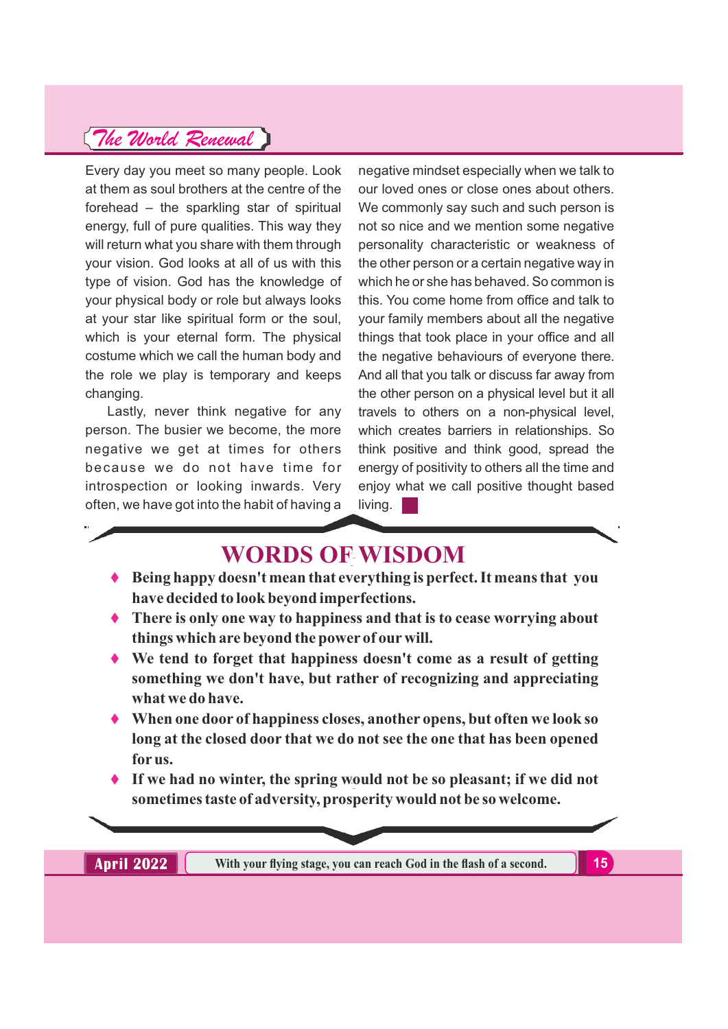Every day you meet so many people. Look at them as soul brothers at the centre of the forehead – the sparkling star of spiritual energy, full of pure qualities. This way they will return what you share with them through your vision. God looks at all of us with this type of vision. God has the knowledge of your physical body or role but always looks at your star like spiritual form or the soul, which is your eternal form. The physical costume which we call the human body and the role we play is temporary and keeps changing.

Lastly, never think negative for any person. The busier we become, the more negative we get at times for others because we do not have time for introspection or looking inwards. Very often, we have got into the habit of having a negative mindset especially when we talk to our loved ones or close ones about others. We commonly say such and such person is not so nice and we mention some negative personality characteristic or weakness of the other person or a certain negative way in which he or she has behaved. So common is this. You come home from office and talk to your family members about all the negative things that took place in your office and all the negative behaviours of everyone there. And all that you talk or discuss far away from the other person on a physical level but it all travels to others on a non-physical level, which creates barriers in relationships. So think positive and think good, spread the energy of positivity to others all the time and enjoy what we call positive thought based living.

## WORDS OF WISDOM

- **Being happy doesn't mean that everything is perfect. It means that you have decided to look beyond imperfections.**
- **There is only one way to happiness and that is to cease worrying about things which are beyond the power of our will.**
- **We tend to forget that happiness doesn't come as a result of getting something we don't have, but rather of recognizing and appreciating what we do have.**
- **When one door of happiness closes, another opens, but often we look so long at the closed door that we do not see the one that has been opened for us.**
- **If we had no winter, the spring would not be so pleasant; if we did not sometimes taste of adversity, prosperity would not be so welcome.**

With your flying stage, you can reach God in the flash of a second.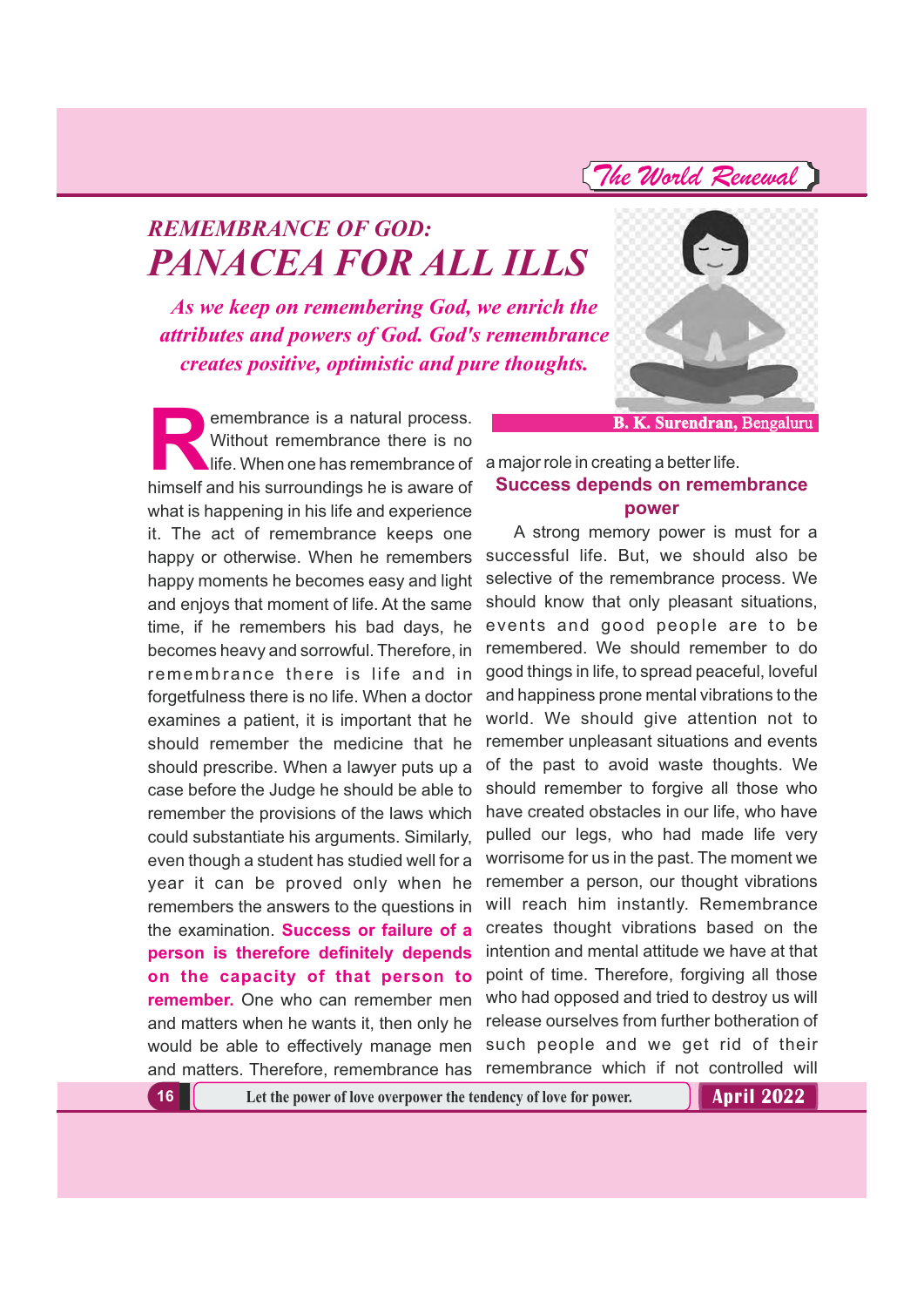# REMEMBRANCE OF GOD: PANACEA FOR ALL ILLS

*As we keep on remembering God, we enrich the attributes and powers of God. God's remembrance creates positive, optimistic and pure thoughts.*

**B. K. Surendran, Bengaluru**

Remembrance is a natural process. Without remembrance there is no life. When one has remembrance of himself and his surroundings he is aware of what is happening in his life and experience it. The act of remembrance keeps one happy or otherwise. When he remembers happy moments he becomes easy and light and enjoys that moment of life. At the same time, if he remembers his bad days, he becomes heavy and sorrowful. Therefore, in remembrance there is life and in forgetfulness there is no life. When a doctor examines a patient, it is important that he should remember the medicine that he should prescribe. When a lawyer puts up a case before the Judge he should be able to remember the provisions of the laws which could substantiate his arguments. Similarly, even though a student has studied well for a year it can be proved only when he remembers the answers to the questions in the examination. **Success or failure of a person is therefore definitely depends on the capacity of that person to remember.** One who can remember men and matters when he wants it, then only he would be able to effectively manage men and matters. Therefore, remembrance has a major role in creating a better life.

## Success depends on remembrance power

A strong memory power is must for a successful life. But, we should also be selective of the remembrance process. We should know that only pleasant situations, events and good people are to be remembered. We should remember to do good things in life, to spread peaceful, loveful and happiness prone mental vibrations to the world. We should give attention not to remember unpleasant situations and events of the past to avoid waste thoughts. We should remember to forgive all those who have created obstacles in our life, who have pulled our legs, who had made life very worrisome for us in the past. The moment we remember a person, our thought vibrations will reach him instantly. Remembrance creates thought vibrations based on the intention and mental attitude we have at that point of time. Therefore, forgiving all those who had opposed and tried to destroy us will release ourselves from further botheration of such people and we get rid of their remembrance which if not controlled will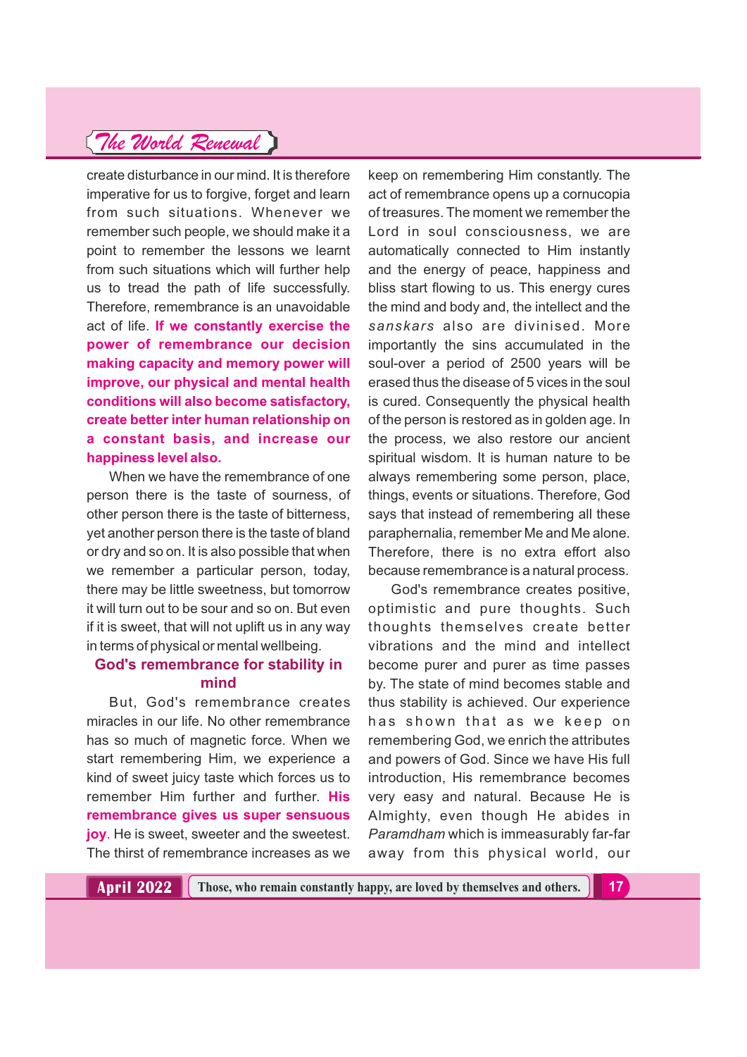create disturbance in our mind. It is therefore imperative for us to forgive, forget and learn from such situations. Whenever we remember such people, we should make it a point to remember the lessons we learnt from such situations which will further help us to tread the path of life successfully. Therefore, remembrance is an unavoidable act of life. **If we constantly exercise the power of remembrance our decision making capacity and memory power will improve, our physical and mental health conditions will also become satisfactory, create better inter human relationship on a constant basis, and increase our happiness level also.**

When we have the remembrance of one person there is the taste of sourness, of other person there is the taste of bitterness, yet another person there is the taste of bland or dry and so on. It is also possible that when we remember a particular person, today, there may be little sweetness, but tomorrow it will turn out to be sour and so on. But even if it is sweet, that will not uplift us in any way in terms of physical or mental wellbeing.

## God's remembrance for stability in mind

But, God's remembrance creates miracles in our life. No other remembrance has so much of magnetic force. When we start remembering Him, we experience a kind of sweet juicy taste which forces us to remember Him further and further. **His remembrance gives us super sensuous joy**. He is sweet, sweeter and the sweetest. The thirst of remembrance increases as we keep on remembering Him constantly. The act of remembrance opens up a cornucopia of treasures. The moment we remember the Lord in soul consciousness, we are automatically connected to Him instantly and the energy of peace, happiness and bliss start flowing to us. This energy cures the mind and body and, the intellect and the *sanskars* also are divinised. More importantly the sins accumulated in the soul-over a period of 2500 years will be erased thus the disease of 5 vices in the soul is cured. Consequently the physical health of the person is restored as in golden age. In the process, we also restore our ancient spiritual wisdom. It is human nature to be always remembering some person, place, things, events or situations. Therefore, God says that instead of remembering all these paraphernalia, remember Me and Me alone. Therefore, there is no extra effort also because remembrance is a natural process.

God's remembrance creates positive, optimistic and pure thoughts. Such thoughts themselves create better vibrations and the mind and intellect become purer and purer as time passes by. The state of mind becomes stable and thus stability is achieved. Our experience has shown that as we keep on remembering God, we enrich the attributes and powers of God. Since we have His full introduction, His remembrance becomes very easy and natural. Because He is Almighty, even though He abides in *Paramdham* which is immeasurably far-far away from this physical world, our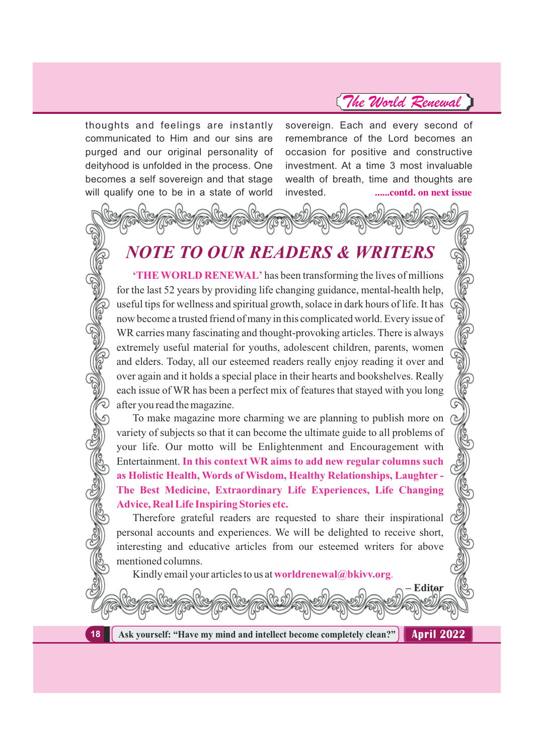thoughts and feelings are instantly communicated to Him and our sins are purged and our original personality of deityhood is unfolded in the process. One becomes a self sovereign and that stage will qualify one to be in a state of world sovereign. Each and every second of remembrance of the Lord becomes an occasion for positive and constructive investment. At a time 3 most invaluable wealth of breath, time and thoughts are invested. **......contd. on next issue**

## *NOTE TO OUR READERS & WRITERS*

**'THE WORLD RENEWAL'** has been transforming the lives of millions for the last 52 years by providing life changing guidance, mental-health help, useful tips for wellness and spiritual growth, solace in dark hours of life. It has now become a trusted friend of many in this complicated world. Every issue of WR carries many fascinating and thought-provoking articles. There is always extremely useful material for youths, adolescent children, parents, women and elders. Today, all our esteemed readers really enjoy reading it over and over again and it holds a special place in their hearts and bookshelves. Really each issue of WR has been a perfect mix of features that stayed with you long after you read the magazine.

To make magazine more charming we are planning to publish more on variety of subjects so that it can become the ultimate guide to all problems of your life. Our motto will be Enlightenment and Encouragement with Entertainment. **In this context WR aims to add new regular columns such as Holistic Health, Words of Wisdom, Healthy Relationships, Laughter - The Best Medicine, Extraordinary Life Experiences, Life Changing Advice, Real Life Inspiring Stories etc.**

Therefore grateful readers are requested to share their inspirational personal accounts and experiences. We will be delighted to receive short, interesting and educative articles from our esteemed writers for above mentioned columns.

Kindly email your articles to us at **worldrenewal@bkivv.org**.

**– Editor**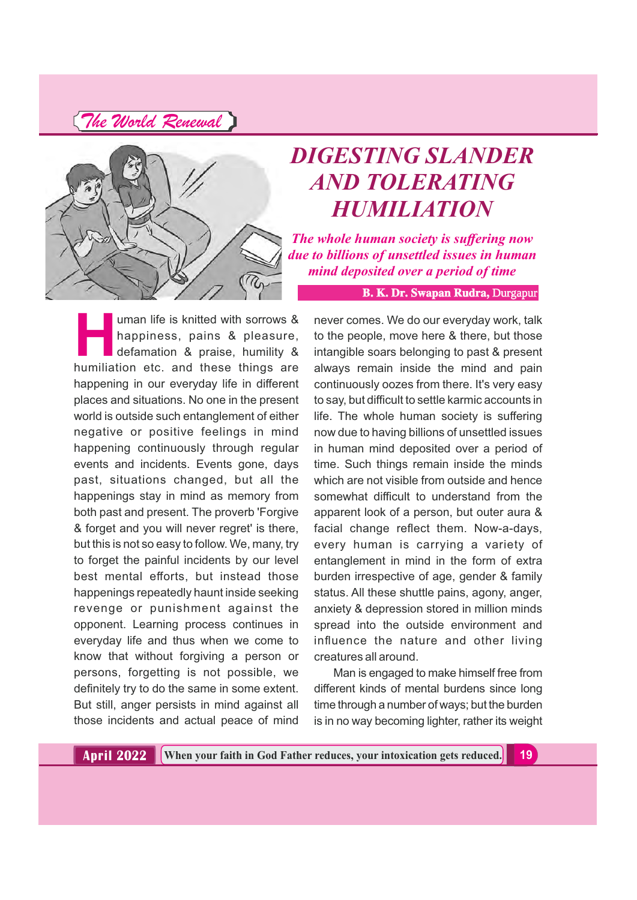# DIGESTING SLANDER AND TOLERATING HUMILIATION

***The whole human society is suffering now due to billions of unsettled issues in human mind deposited over a period of time***

**B. K. Dr. Swapan Rudra,** Durgapur

Human life is knitted with sorrows & happiness, pains & pleasure, defamation & praise, humility & humiliation etc. and these things are happening in our everyday life in different places and situations. No one in the present world is outside such entanglement of either negative or positive feelings in mind happening continuously through regular events and incidents. Events gone, days past, situations changed, but all the happenings stay in mind as memory from both past and present. The proverb 'Forgive & forget and you will never regret' is there, but this is not so easy to follow. We, many, try to forget the painful incidents by our level best mental efforts, but instead those happenings repeatedly haunt inside seeking revenge or punishment against the opponent. Learning process continues in everyday life and thus when we come to know that without forgiving a person or persons, forgetting is not possible, we definitely try to do the same in some extent. But still, anger persists in mind against all those incidents and actual peace of mind never comes. We do our everyday work, talk to the people, move here & there, but those intangible soars belonging to past & present always remain inside the mind and pain continuously oozes from there. It's very easy to say, but difficult to settle karmic accounts in life. The whole human society is suffering now due to having billions of unsettled issues in human mind deposited over a period of time. Such things remain inside the minds which are not visible from outside and hence somewhat difficult to understand from the apparent look of a person, but outer aura & facial change reflect them. Now-a-days, every human is carrying a variety of entanglement in mind in the form of extra burden irrespective of age, gender & family status. All these shuttle pains, agony, anger, anxiety & depression stored in million minds spread into the outside environment and influence the nature and other living creatures all around.

Man is engaged to make himself free from different kinds of mental burdens since long time through a number of ways; but the burden is in no way becoming lighter, rather its weight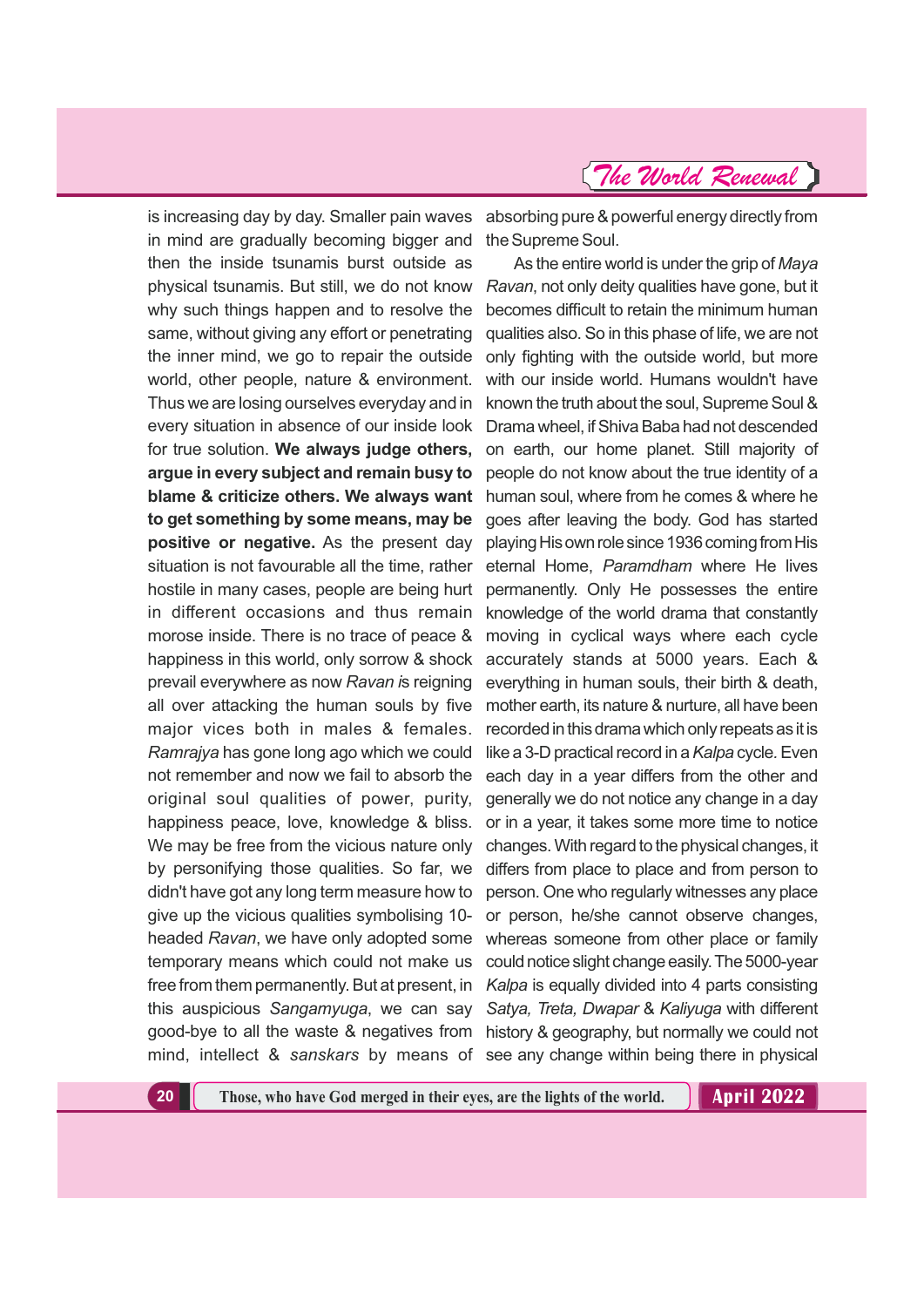is increasing day by day. Smaller pain waves in mind are gradually becoming bigger and then the inside tsunamis burst outside as physical tsunamis. But still, we do not know why such things happen and to resolve the same, without giving any effort or penetrating the inner mind, we go to repair the outside world, other people, nature & environment. Thus we are losing ourselves everyday and in every situation in absence of our inside look for true solution. **We always judge others, argue in every subject and remain busy to blame & criticize others. We always want to get something by some means, may be positive or negative.** As the present day situation is not favourable all the time, rather hostile in many cases, people are being hurt in different occasions and thus remain morose inside. There is no trace of peace & happiness in this world, only sorrow & shock prevail everywhere as now *Ravan is* reigning all over attacking the human souls by five major vices both in males & females. *Ramrajya* has gone long ago which we could not remember and now we fail to absorb the original soul qualities of power, purity, happiness peace, love, knowledge & bliss. We may be free from the vicious nature only by personifying those qualities. So far, we didn't have got any long term measure how to give up the vicious qualities symbolising 10-headed *Ravan*, we have only adopted some temporary means which could not make us free from them permanently. But at present, in this auspicious *Sangamyuga*, we can say good-bye to all the waste & negatives from mind, intellect & *sanskars* by means of absorbing pure & powerful energy directly from the Supreme Soul.

As the entire world is under the grip of *Maya Ravan*, not only deity qualities have gone, but it becomes difficult to retain the minimum human qualities also. So in this phase of life, we are not only fighting with the outside world, but more with our inside world. Humans wouldn't have known the truth about the soul, Supreme Soul & Drama wheel, if Shiva Baba had not descended on earth, our home planet. Still majority of people do not know about the true identity of a human soul, where from he comes & where he goes after leaving the body. God has started playing His own role since 1936 coming from His eternal Home, *Paramdham* where He lives permanently. Only He possesses the entire knowledge of the world drama that constantly moving in cyclical ways where each cycle accurately stands at 5000 years. Each & everything in human souls, their birth & death, mother earth, its nature & nurture, all have been recorded in this drama which only repeats as it is like a 3-D practical record in a *Kalpa* cycle. Even each day in a year differs from the other and generally we do not notice any change in a day or in a year, it takes some more time to notice changes. With regard to the physical changes, it differs from place to place and from person to person. One who regularly witnesses any place or person, he/she cannot observe changes, whereas someone from other place or family could notice slight change easily. The 5000-year *Kalpa* is equally divided into 4 parts consisting *Satya, Treta, Dwapar* & *Kaliyuga* with different history & geography, but normally we could not see any change within being there in physical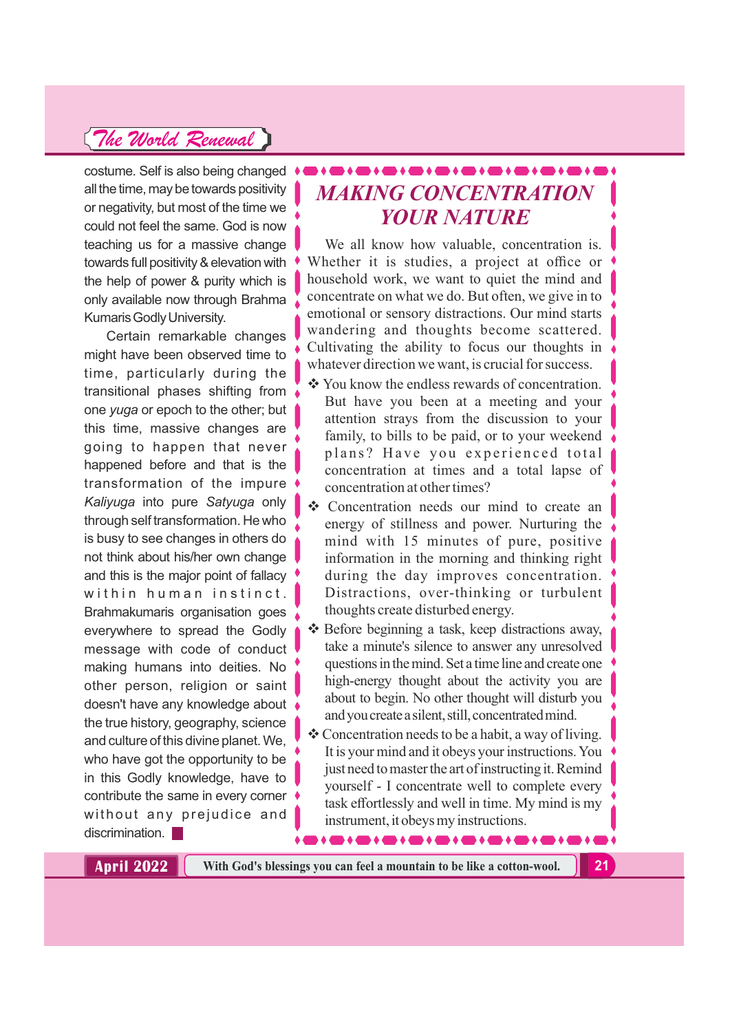costume. Self is also being changed all the time, may be towards positivity or negativity, but most of the time we could not feel the same. God is now teaching us for a massive change towards full positivity & elevation with the help of power & purity which is only available now through Brahma Kumaris Godly University.

Certain remarkable changes might have been observed time to time, particularly during the transitional phases shifting from one *yuga* or epoch to the other; but this time, massive changes are going to happen that never happened before and that is the transformation of the impure *Kaliyuga* into pure *Satyuga* only through self transformation. He who is busy to see changes in others do not think about his/her own change and this is the major point of fallacy within human instinct. Brahmakumaris organisation goes everywhere to spread the Godly message with code of conduct making humans into deities. No other person, religion or saint doesn't have any knowledge about the true history, geography, science and culture of this divine planet. We, who have got the opportunity to be in this Godly knowledge, have to contribute the same in every corner without any prejudice and discrimination. ■

## MAKING CONCENTRATION YOUR NATURE

We all know how valuable, concentration is. Whether it is studies, a project at office or household work, we want to quiet the mind and concentrate on what we do. But often, we give in to emotional or sensory distractions. Our mind starts wandering and thoughts become scattered. Cultivating the ability to focus our thoughts in whatever direction we want, is crucial for success.

- ❖ You know the endless rewards of concentration. But have you been at a meeting and your attention strays from the discussion to your family, to bills to be paid, or to your weekend plans? Have you experienced total concentration at times and a total lapse of concentration at other times?
- ❖ Concentration needs our mind to create an energy of stillness and power. Nurturing the mind with 15 minutes of pure, positive information in the morning and thinking right during the day improves concentration. Distractions, over-thinking or turbulent thoughts create disturbed energy.
- ❖ Before beginning a task, keep distractions away, take a minute's silence to answer any unresolved questions in the mind. Set a time line and create one high-energy thought about the activity you are about to begin. No other thought will disturb you and you create a silent, still, concentrated mind.
- ❖ Concentration needs to be a habit, a way of living. It is your mind and it obeys your instructions. You just need to master the art of instructing it. Remind yourself - I concentrate well to complete every task effortlessly and well in time. My mind is my instrument, it obeys my instructions.

With God's blessings you can feel a mountain to be like a cotton-wool.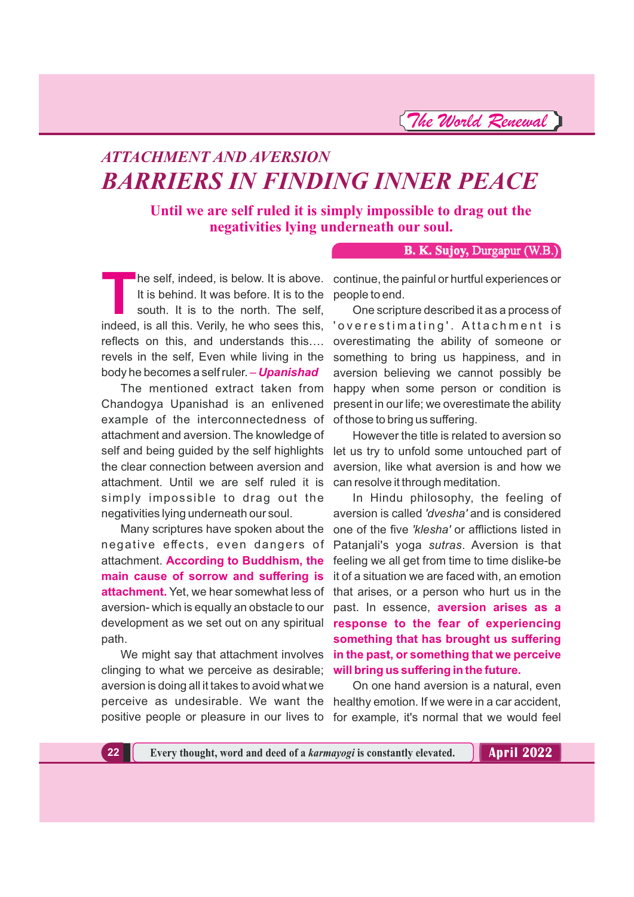## ATTACHMENT AND AVERSION

# BARRIERS IN FINDING INNER PEACE

**Until we are self ruled it is simply impossible to drag out the negativities lying underneath our soul.**

**B. K. Sujoy, Durgapur (W.B.)**

The self, indeed, is below. It is above. It is behind. It was before. It is to the south. It is to the north. The self, indeed, is all this. Verily, he who sees this, reflects on this, and understands this…. revels in the self, Even while living in the body he becomes a self ruler. – ***Upanishad***

The mentioned extract taken from Chandogya Upanishad is an enlivened example of the interconnectedness of attachment and aversion. The knowledge of self and being guided by the self highlights the clear connection between aversion and attachment. Until we are self ruled it is simply impossible to drag out the negativities lying underneath our soul.

Many scriptures have spoken about the negative effects, even dangers of attachment. **According to Buddhism, the main cause of sorrow and suffering is attachment.** Yet, we hear somewhat less of aversion- which is equally an obstacle to our development as we set out on any spiritual path.

We might say that attachment involves clinging to what we perceive as desirable; aversion is doing all it takes to avoid what we perceive as undesirable. We want the positive people or pleasure in our lives to continue, the painful or hurtful experiences or people to end.

One scripture described it as a process of 'overestimating'. Attachment is overestimating the ability of someone or something to bring us happiness, and in aversion believing we cannot possibly be happy when some person or condition is present in our life; we overestimate the ability of those to bring us suffering.

However the title is related to aversion so let us try to unfold some untouched part of aversion, like what aversion is and how we can resolve it through meditation.

In Hindu philosophy, the feeling of aversion is called *'dvesha'* and is considered one of the five *'klesha'* or afflictions listed in Patanjali's yoga *sutras*. Aversion is that feeling we all get from time to time dislike-be it of a situation we are faced with, an emotion that arises, or a person who hurt us in the past. In essence, **aversion arises as a response to the fear of experiencing something that has brought us suffering in the past, or something that we perceive will bring us suffering in the future.**

On one hand aversion is a natural, even healthy emotion. If we were in a car accident, for example, it's normal that we would feel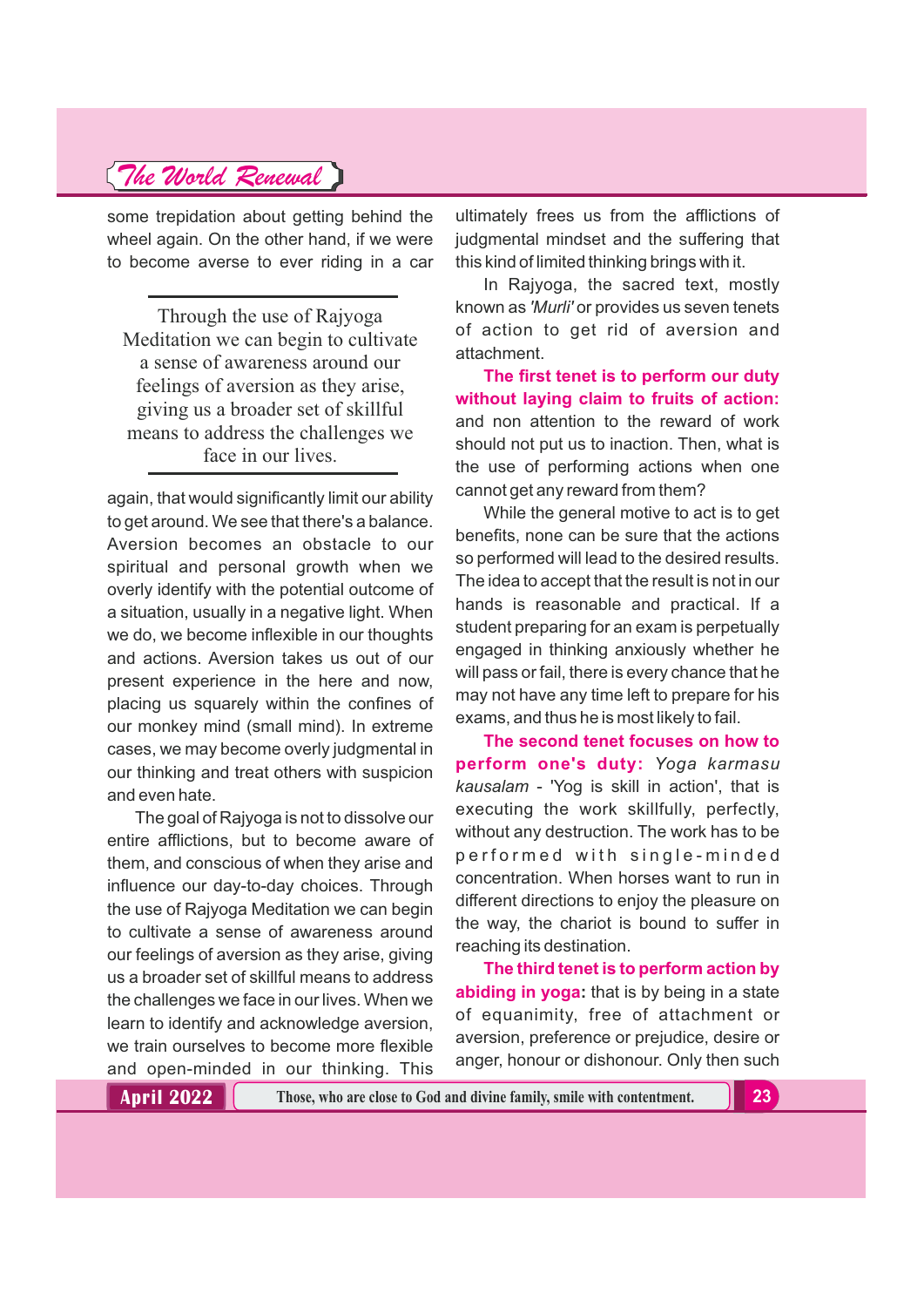some trepidation about getting behind the wheel again. On the other hand, if we were to become averse to ever riding in a car again, that would significantly limit our ability to get around. We see that there's a balance. Aversion becomes an obstacle to our spiritual and personal growth when we overly identify with the potential outcome of a situation, usually in a negative light. When we do, we become inflexible in our thoughts and actions. Aversion takes us out of our present experience in the here and now, placing us squarely within the confines of our monkey mind (small mind). In extreme cases, we may become overly judgmental in our thinking and treat others with suspicion and even hate.

> Through the use of Rajyoga Meditation we can begin to cultivate a sense of awareness around our feelings of aversion as they arise, giving us a broader set of skillful means to address the challenges we face in our lives.

The goal of Rajyoga is not to dissolve our entire afflictions, but to become aware of them, and conscious of when they arise and influence our day-to-day choices. Through the use of Rajyoga Meditation we can begin to cultivate a sense of awareness around our feelings of aversion as they arise, giving us a broader set of skillful means to address the challenges we face in our lives. When we learn to identify and acknowledge aversion, we train ourselves to become more flexible and open-minded in our thinking. This ultimately frees us from the afflictions of judgmental mindset and the suffering that this kind of limited thinking brings with it.

In Rajyoga, the sacred text, mostly known as *'Murli'* or provides us seven tenets of action to get rid of aversion and attachment.

**The first tenet is to perform our duty without laying claim to fruits of action:** and non attention to the reward of work should not put us to inaction. Then, what is the use of performing actions when one cannot get any reward from them?

While the general motive to act is to get benefits, none can be sure that the actions so performed will lead to the desired results. The idea to accept that the result is not in our hands is reasonable and practical. If a student preparing for an exam is perpetually engaged in thinking anxiously whether he will pass or fail, there is every chance that he may not have any time left to prepare for his exams, and thus he is most likely to fail.

**The second tenet focuses on how to perform one's duty:** *Yoga karmasu kausalam* - 'Yog is skill in action', that is executing the work skillfully, perfectly, without any destruction. The work has to be performed with single-minded concentration. When horses want to run in different directions to enjoy the pleasure on the way, the chariot is bound to suffer in reaching its destination.

**The third tenet is to perform action by abiding in yoga:** that is by being in a state of equanimity, free of attachment or aversion, preference or prejudice, desire or anger, honour or dishonour. Only then such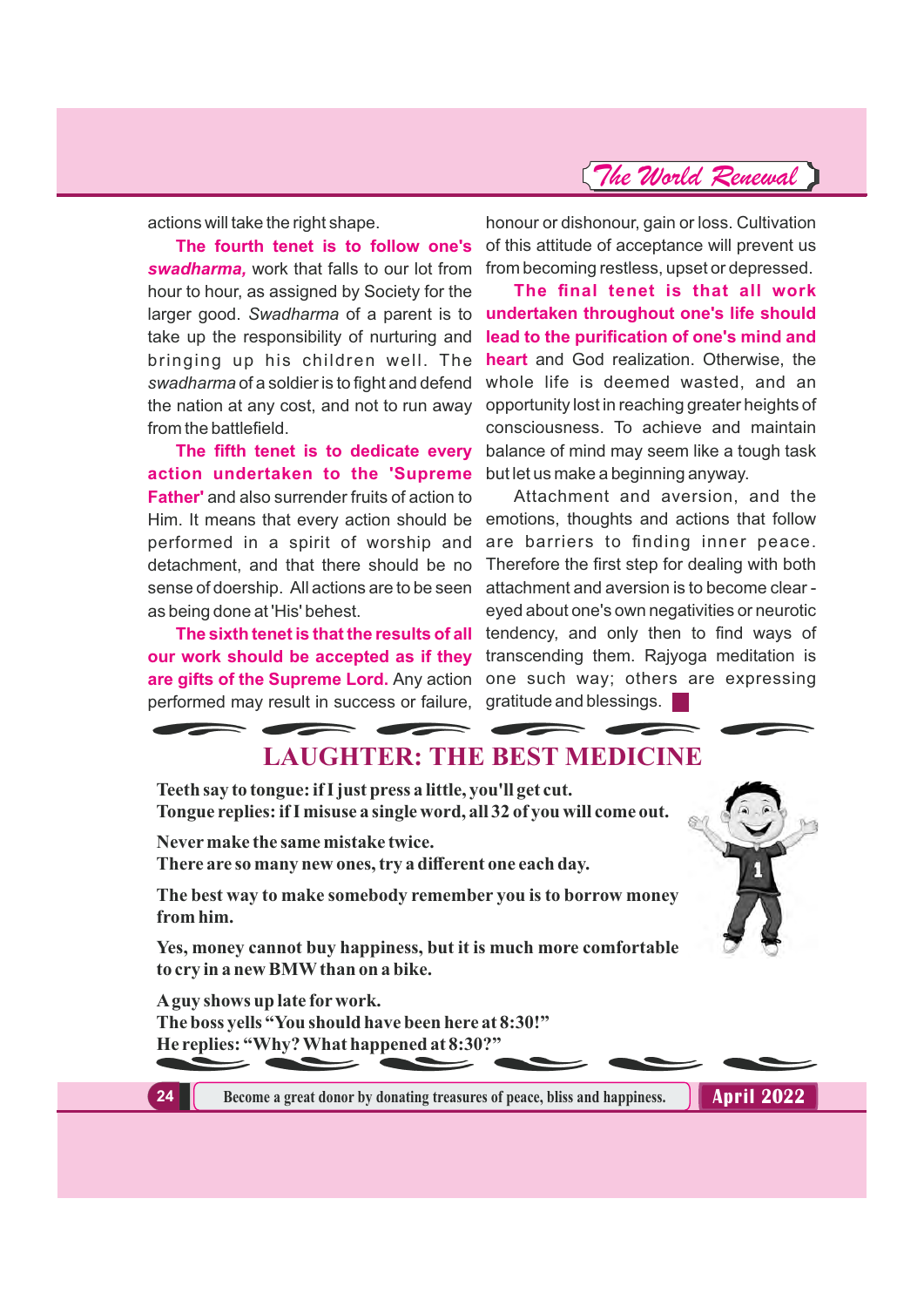actions will take the right shape.

**The fourth tenet is to follow one's *swadharma,*** work that falls to our lot from hour to hour, as assigned by Society for the larger good. *Swadharma* of a parent is to take up the responsibility of nurturing and bringing up his children well. The *swadharma* of a soldier is to fight and defend the nation at any cost, and not to run away from the battlefield.

**The fifth tenet is to dedicate every action undertaken to the 'Supreme Father'** and also surrender fruits of action to Him. It means that every action should be performed in a spirit of worship and detachment, and that there should be no sense of doership. All actions are to be seen as being done at 'His' behest.

**The sixth tenet is that the results of all our work should be accepted as if they are gifts of the Supreme Lord.** Any action performed may result in success or failure, honour or dishonour, gain or loss. Cultivation of this attitude of acceptance will prevent us from becoming restless, upset or depressed.

**The final tenet is that all work undertaken throughout one's life should lead to the purification of one's mind and heart** and God realization. Otherwise, the whole life is deemed wasted, and an opportunity lost in reaching greater heights of consciousness. To achieve and maintain balance of mind may seem like a tough task but let us make a beginning anyway.

Attachment and aversion, and the emotions, thoughts and actions that follow are barriers to finding inner peace. Therefore the first step for dealing with both attachment and aversion is to become clear - eyed about one's own negativities or neurotic tendency, and only then to find ways of transcending them. Rajyoga meditation is one such way; others are expressing gratitude and blessings.

## LAUGHTER: THE BEST MEDICINE

**Teeth say to tongue: if I just press a little, you'll get cut.**
**Tongue replies: if I misuse a single word, all 32 of you will come out.**

**Never make the same mistake twice.**
**There are so many new ones, try a different one each day.**

**The best way to make somebody remember you is to borrow money from him.**

**Yes, money cannot buy happiness, but it is much more comfortable to cry in a new BMW than on a bike.**

**A guy shows up late for work.**
**The boss yells "You should have been here at 8:30!"**
**He replies: "Why? What happened at 8:30?"**

Become a great donor by donating treasures of peace, bliss and happiness.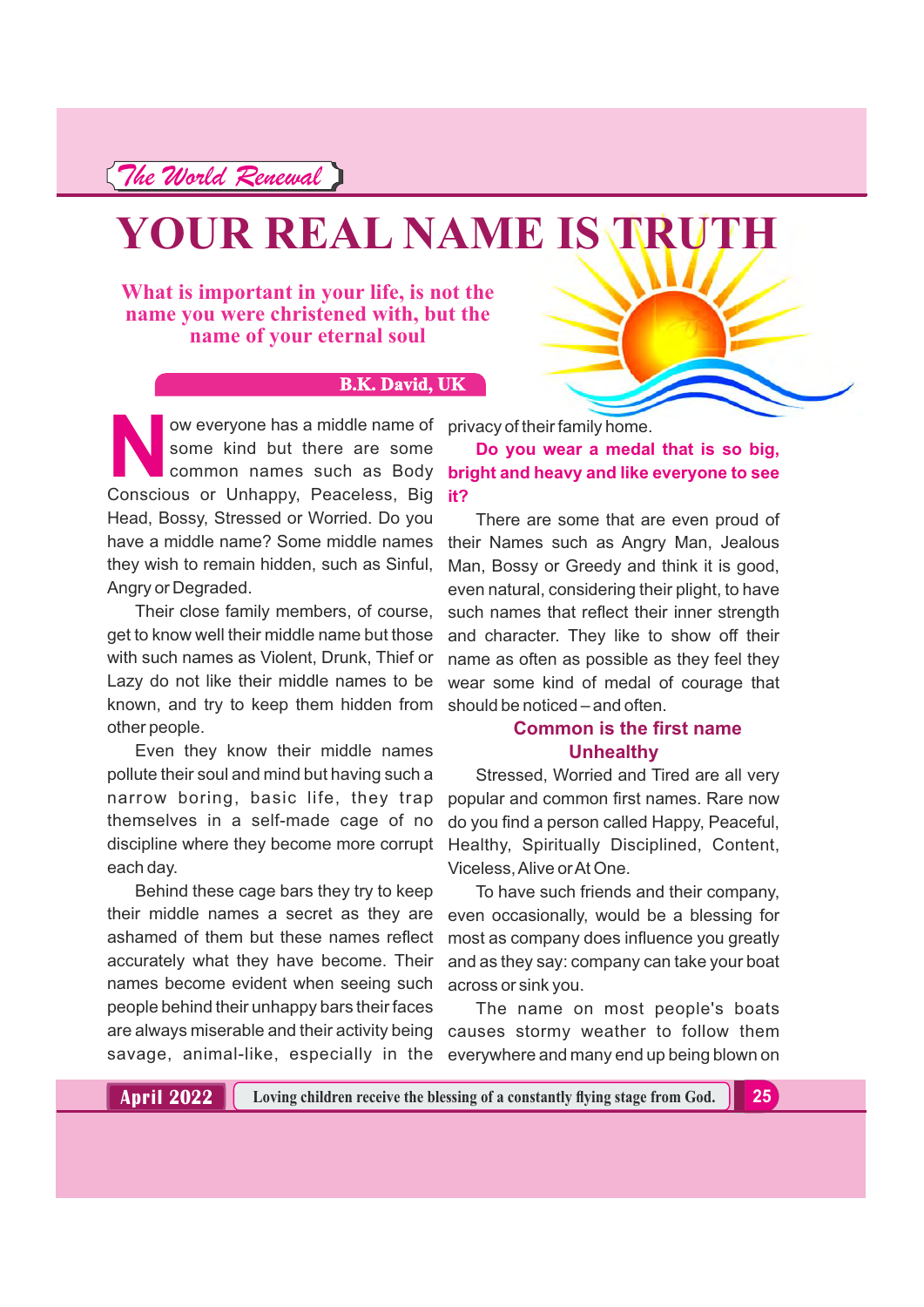# YOUR REAL NAME IS TRUTH

**What is important in your life, is not the name you were christened with, but the name of your eternal soul**

**B.K. David, UK**

Now everyone has a middle name of some kind but there are some common names such as Body Conscious or Unhappy, Peaceless, Big Head, Bossy, Stressed or Worried. Do you have a middle name? Some middle names they wish to remain hidden, such as Sinful, Angry or Degraded.

Their close family members, of course, get to know well their middle name but those with such names as Violent, Drunk, Thief or Lazy do not like their middle names to be known, and try to keep them hidden from other people.

Even they know their middle names pollute their soul and mind but having such a narrow boring, basic life, they trap themselves in a self-made cage of no discipline where they become more corrupt each day.

Behind these cage bars they try to keep their middle names a secret as they are ashamed of them but these names reflect accurately what they have become. Their names become evident when seeing such people behind their unhappy bars their faces are always miserable and their activity being savage, animal-like, especially in the privacy of their family home.

**Do you wear a medal that is so big, bright and heavy and like everyone to see it?**

There are some that are even proud of their Names such as Angry Man, Jealous Man, Bossy or Greedy and think it is good, even natural, considering their plight, to have such names that reflect their inner strength and character. They like to show off their name as often as possible as they feel they wear some kind of medal of courage that should be noticed – and often.

**Common is the first name Unhealthy**

Stressed, Worried and Tired are all very popular and common first names. Rare now do you find a person called Happy, Peaceful, Healthy, Spiritually Disciplined, Content, Viceless, Alive or At One.

To have such friends and their company, even occasionally, would be a blessing for most as company does influence you greatly and as they say: company can take your boat across or sink you.

The name on most people's boats causes stormy weather to follow them everywhere and many end up being blown on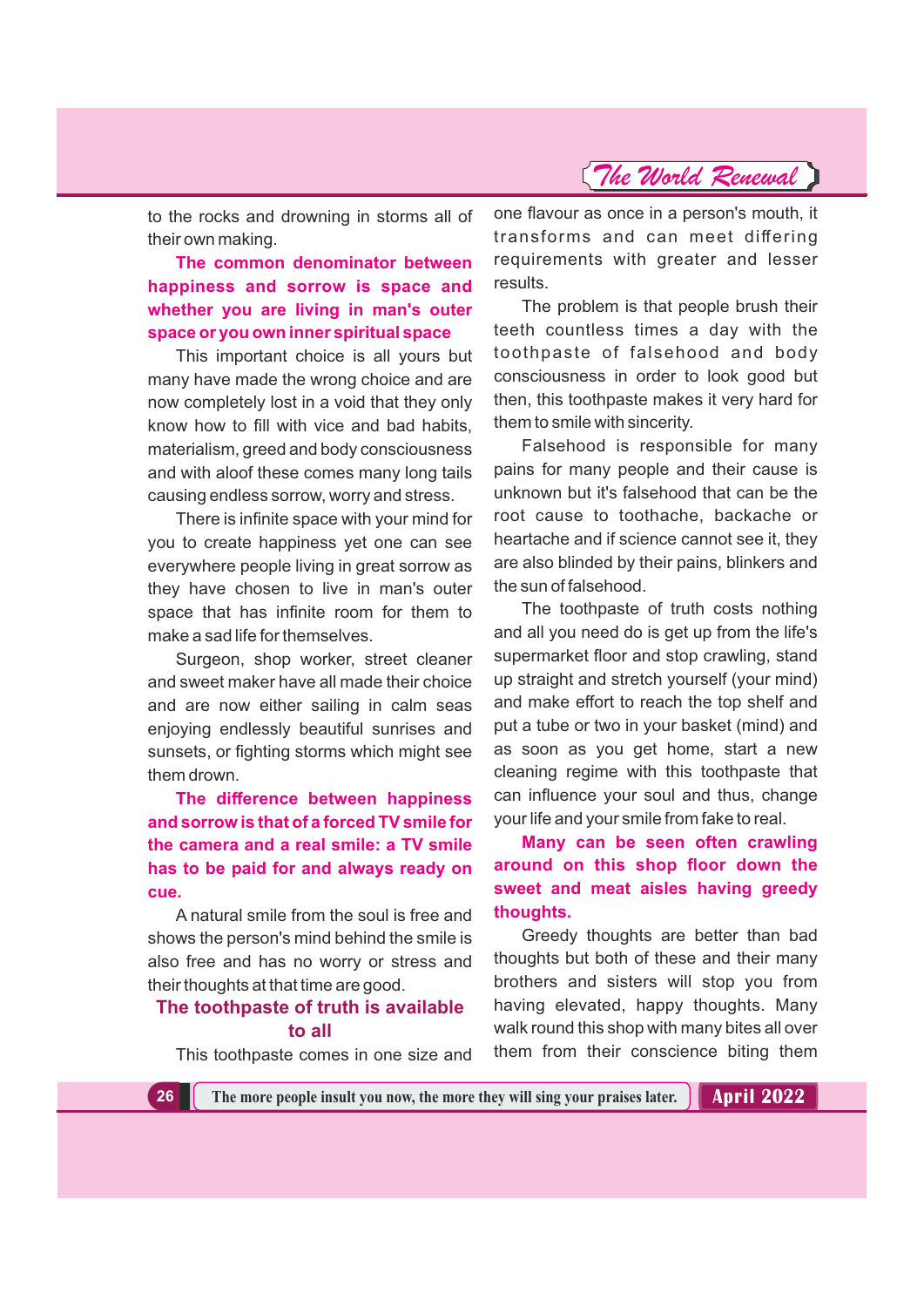to the rocks and drowning in storms all of their own making.

**The common denominator between happiness and sorrow is space and whether you are living in man's outer space or you own inner spiritual space**

This important choice is all yours but many have made the wrong choice and are now completely lost in a void that they only know how to fill with vice and bad habits, materialism, greed and body consciousness and with aloof these comes many long tails causing endless sorrow, worry and stress.

There is infinite space with your mind for you to create happiness yet one can see everywhere people living in great sorrow as they have chosen to live in man's outer space that has infinite room for them to make a sad life for themselves.

Surgeon, shop worker, street cleaner and sweet maker have all made their choice and are now either sailing in calm seas enjoying endlessly beautiful sunrises and sunsets, or fighting storms which might see them drown.

**The difference between happiness and sorrow is that of a forced TV smile for the camera and a real smile: a TV smile has to be paid for and always ready on cue.**

A natural smile from the soul is free and shows the person's mind behind the smile is also free and has no worry or stress and their thoughts at that time are good.

## The toothpaste of truth is available to all

This toothpaste comes in one size and one flavour as once in a person's mouth, it transforms and can meet differing requirements with greater and lesser results.

The problem is that people brush their teeth countless times a day with the toothpaste of falsehood and body consciousness in order to look good but then, this toothpaste makes it very hard for them to smile with sincerity.

Falsehood is responsible for many pains for many people and their cause is unknown but it's falsehood that can be the root cause to toothache, backache or heartache and if science cannot see it, they are also blinded by their pains, blinkers and the sun of falsehood.

The toothpaste of truth costs nothing and all you need do is get up from the life's supermarket floor and stop crawling, stand up straight and stretch yourself (your mind) and make effort to reach the top shelf and put a tube or two in your basket (mind) and as soon as you get home, start a new cleaning regime with this toothpaste that can influence your soul and thus, change your life and your smile from fake to real.

**Many can be seen often crawling around on this shop floor down the sweet and meat aisles having greedy thoughts.**

Greedy thoughts are better than bad thoughts but both of these and their many brothers and sisters will stop you from having elevated, happy thoughts. Many walk round this shop with many bites all over them from their conscience biting them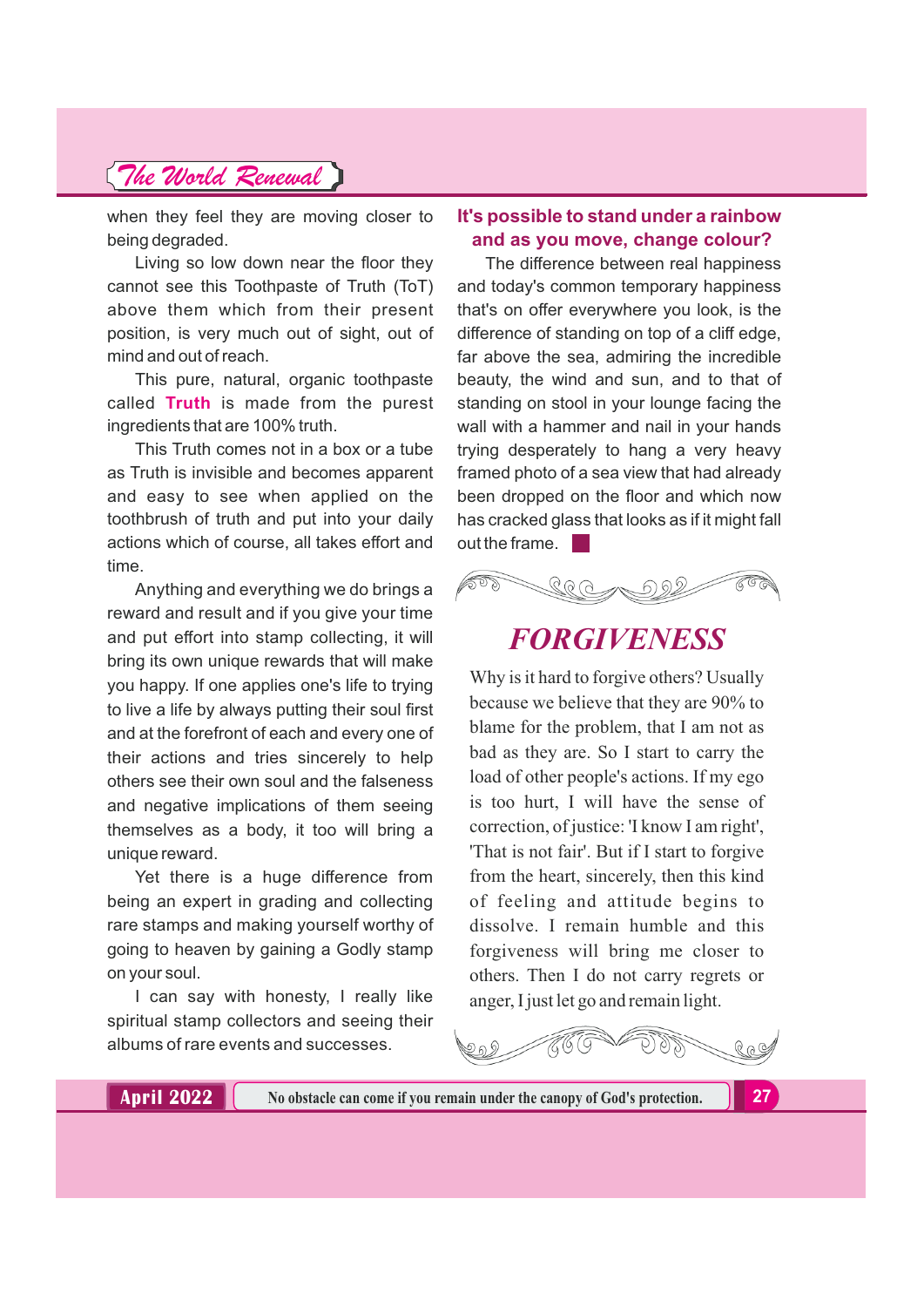when they feel they are moving closer to being degraded.

Living so low down near the floor they cannot see this Toothpaste of Truth (ToT) above them which from their present position, is very much out of sight, out of mind and out of reach.

This pure, natural, organic toothpaste called **Truth** is made from the purest ingredients that are 100% truth.

This Truth comes not in a box or a tube as Truth is invisible and becomes apparent and easy to see when applied on the toothbrush of truth and put into your daily actions which of course, all takes effort and time.

Anything and everything we do brings a reward and result and if you give your time and put effort into stamp collecting, it will bring its own unique rewards that will make you happy. If one applies one's life to trying to live a life by always putting their soul first and at the forefront of each and every one of their actions and tries sincerely to help others see their own soul and the falseness and negative implications of them seeing themselves as a body, it too will bring a unique reward.

Yet there is a huge difference from being an expert in grading and collecting rare stamps and making yourself worthy of going to heaven by gaining a Godly stamp on your soul.

I can say with honesty, I really like spiritual stamp collectors and seeing their albums of rare events and successes.

### It's possible to stand under a rainbow and as you move, change colour?

The difference between real happiness and today's common temporary happiness that's on offer everywhere you look, is the difference of standing on top of a cliff edge, far above the sea, admiring the incredible beauty, the wind and sun, and to that of standing on stool in your lounge facing the wall with a hammer and nail in your hands trying desperately to hang a very heavy framed photo of a sea view that had already been dropped on the floor and which now has cracked glass that looks as if it might fall out the frame. ■

## *FORGIVENESS*

Why is it hard to forgive others? Usually because we believe that they are 90% to blame for the problem, that I am not as bad as they are. So I start to carry the load of other people's actions. If my ego is too hurt, I will have the sense of correction, of justice: 'I know I am right', 'That is not fair'. But if I start to forgive from the heart, sincerely, then this kind of feeling and attitude begins to dissolve. I remain humble and this forgiveness will bring me closer to others. Then I do not carry regrets or anger, I just let go and remain light.

No obstacle can come if you remain under the canopy of God's protection.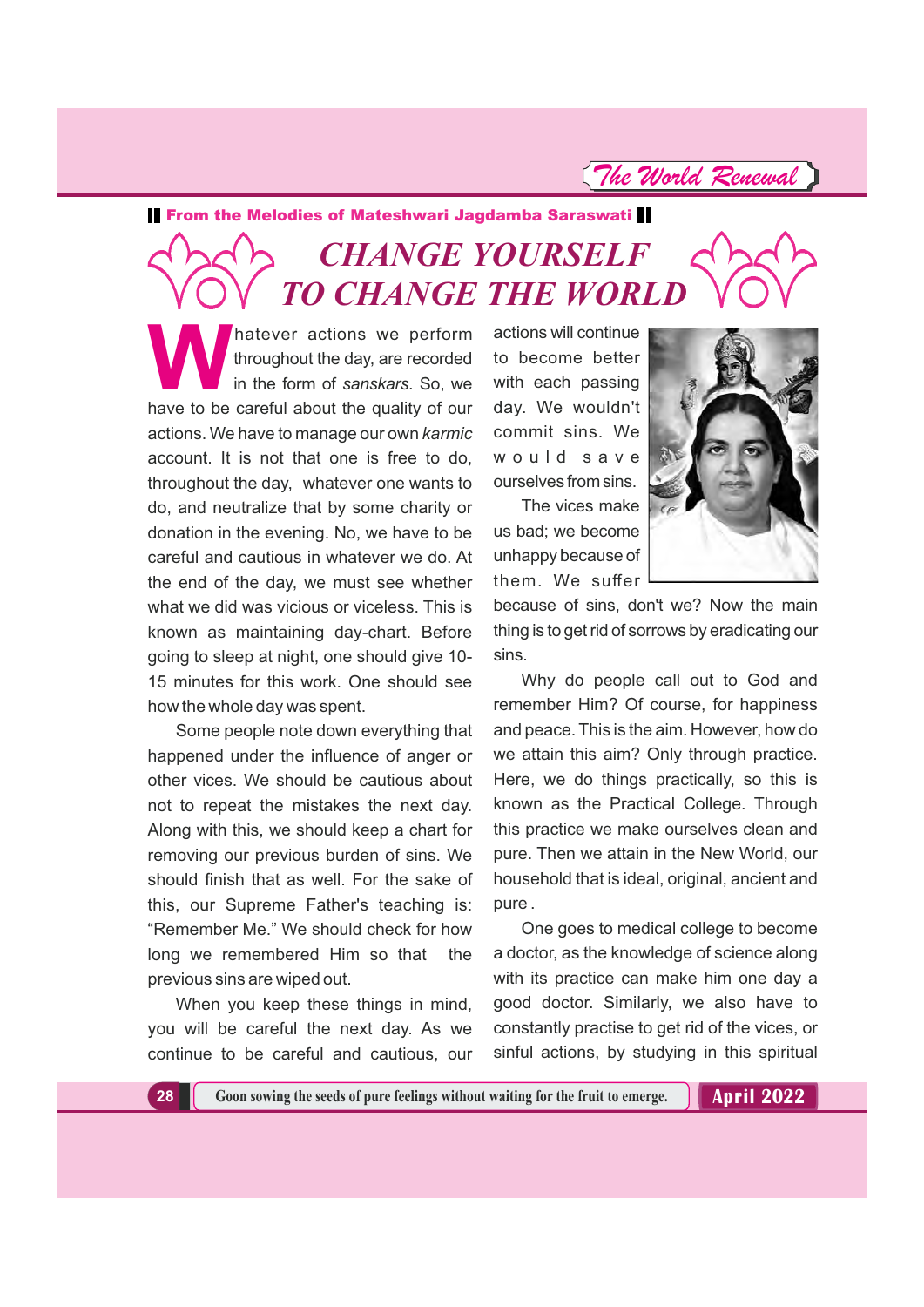**From the Melodies of Mateshwari Jagdamba Saraswati**

# CHANGE YOURSELF TO CHANGE THE WORLD

Whatever actions we perform throughout the day, are recorded in the form of *sanskars*. So, we have to be careful about the quality of our actions. We have to manage our own *karmic* account. It is not that one is free to do, throughout the day, whatever one wants to do, and neutralize that by some charity or donation in the evening. No, we have to be careful and cautious in whatever we do. At the end of the day, we must see whether what we did was vicious or viceless. This is known as maintaining day-chart. Before going to sleep at night, one should give 10-15 minutes for this work. One should see how the whole day was spent.

Some people note down everything that happened under the influence of anger or other vices. We should be cautious about not to repeat the mistakes the next day. Along with this, we should keep a chart for removing our previous burden of sins. We should finish that as well. For the sake of this, our Supreme Father's teaching is: "Remember Me." We should check for how long we remembered Him so that the previous sins are wiped out.

When you keep these things in mind, you will be careful the next day. As we continue to be careful and cautious, our actions will continue to become better with each passing day. We wouldn't commit sins. We would save ourselves from sins.

The vices make us bad; we become unhappy because of them. We suffer because of sins, don't we? Now the main thing is to get rid of sorrows by eradicating our sins.

Why do people call out to God and remember Him? Of course, for happiness and peace. This is the aim. However, how do we attain this aim? Only through practice. Here, we do things practically, so this is known as the Practical College. Through this practice we make ourselves clean and pure. Then we attain in the New World, our household that is ideal, original, ancient and pure .

One goes to medical college to become a doctor, as the knowledge of science along with its practice can make him one day a good doctor. Similarly, we also have to constantly practise to get rid of the vices, or sinful actions, by studying in this spiritual

Goon sowing the seeds of pure feelings without waiting for the fruit to emerge.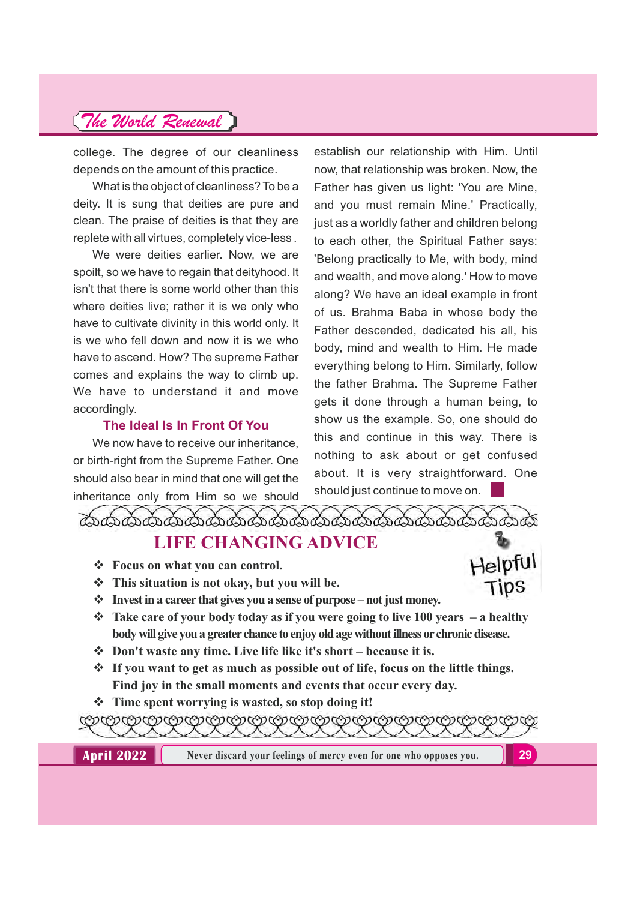college. The degree of our cleanliness depends on the amount of this practice.

What is the object of cleanliness? To be a deity. It is sung that deities are pure and clean. The praise of deities is that they are replete with all virtues, completely vice-less .

We were deities earlier. Now, we are spoilt, so we have to regain that deityhood. It isn't that there is some world other than this where deities live; rather it is we only who have to cultivate divinity in this world only. It is we who fell down and now it is we who have to ascend. How? The supreme Father comes and explains the way to climb up. We have to understand it and move accordingly.

### The Ideal Is In Front Of You

We now have to receive our inheritance, or birth-right from the Supreme Father. One should also bear in mind that one will get the inheritance only from Him so we should establish our relationship with Him. Until now, that relationship was broken. Now, the Father has given us light: 'You are Mine, and you must remain Mine.' Practically, just as a worldly father and children belong to each other, the Spiritual Father says: 'Belong practically to Me, with body, mind and wealth, and move along.' How to move along? We have an ideal example in front of us. Brahma Baba in whose body the Father descended, dedicated his all, his body, mind and wealth to Him. He made everything belong to Him. Similarly, follow the father Brahma. The Supreme Father gets it done through a human being, to show us the example. So, one should do this and continue in this way. There is nothing to ask about or get confused about. It is very straightforward. One should just continue to move on.

## LIFE CHANGING ADVICE

Helpful Tips

- **Focus on what you can control.**
- **This situation is not okay, but you will be.**
- **Invest in a career that gives you a sense of purpose – not just money.**
- **Take care of your body today as if you were going to live 100 years – a healthy body will give you a greater chance to enjoy old age without illness or chronic disease.**
- **Don't waste any time. Live life like it's short – because it is.**
- **If you want to get as much as possible out of life, focus on the little things. Find joy in the small moments and events that occur every day.**
- **Time spent worrying is wasted, so stop doing it!**

Never discard your feelings of mercy even for one who opposes you.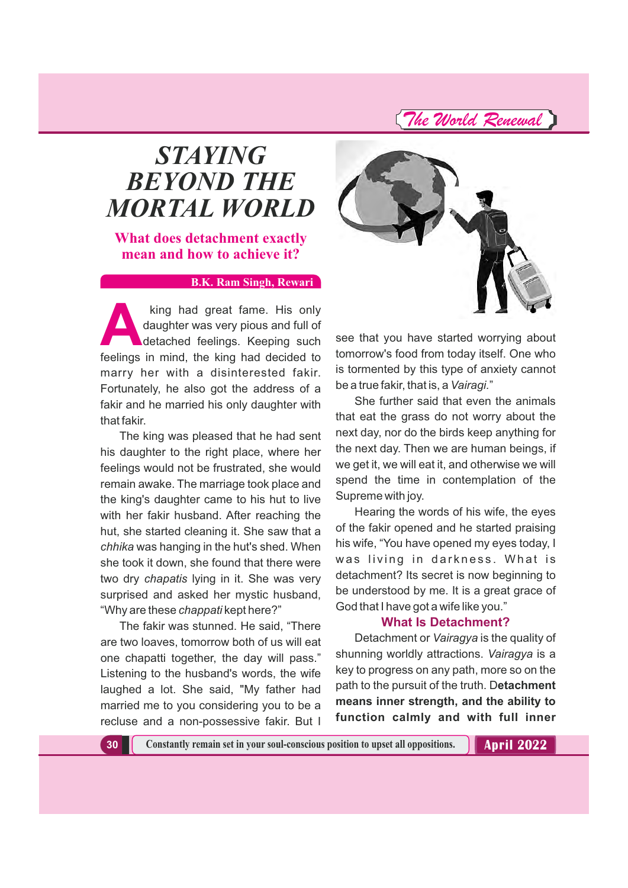# STAYING BEYOND THE MORTAL WORLD

## What does detachment exactly mean and how to achieve it?

**B.K. Ram Singh, Rewari**

A king had great fame. His only daughter was very pious and full of detached feelings. Keeping such feelings in mind, the king had decided to marry her with a disinterested fakir. Fortunately, he also got the address of a fakir and he married his only daughter with that fakir.

The king was pleased that he had sent his daughter to the right place, where her feelings would not be frustrated, she would remain awake. The marriage took place and the king's daughter came to his hut to live with her fakir husband. After reaching the hut, she started cleaning it. She saw that a *chhika* was hanging in the hut's shed. When she took it down, she found that there were two dry *chapatis* lying in it. She was very surprised and asked her mystic husband, "Why are these *chappati* kept here?"

The fakir was stunned. He said, "There are two loaves, tomorrow both of us will eat one chapatti together, the day will pass." Listening to the husband's words, the wife laughed a lot. She said, "My father had married me to you considering you to be a recluse and a non-possessive fakir. But I see that you have started worrying about tomorrow's food from today itself. One who is tormented by this type of anxiety cannot be a true fakir, that is, a *Vairagi.*"

She further said that even the animals that eat the grass do not worry about the next day, nor do the birds keep anything for the next day. Then we are human beings, if we get it, we will eat it, and otherwise we will spend the time in contemplation of the Supreme with joy.

Hearing the words of his wife, the eyes of the fakir opened and he started praising his wife, "You have opened my eyes today, I was living in darkness. What is detachment? Its secret is now beginning to be understood by me. It is a great grace of God that I have got a wife like you."

### What Is Detachment?

Detachment or *Vairagya* is the quality of shunning worldly attractions. *Vairagya* is a key to progress on any path, more so on the path to the pursuit of the truth. D**etachment means inner strength, and the ability to function calmly and with full inner**

Constantly remain set in your soul-conscious position to upset all oppositions.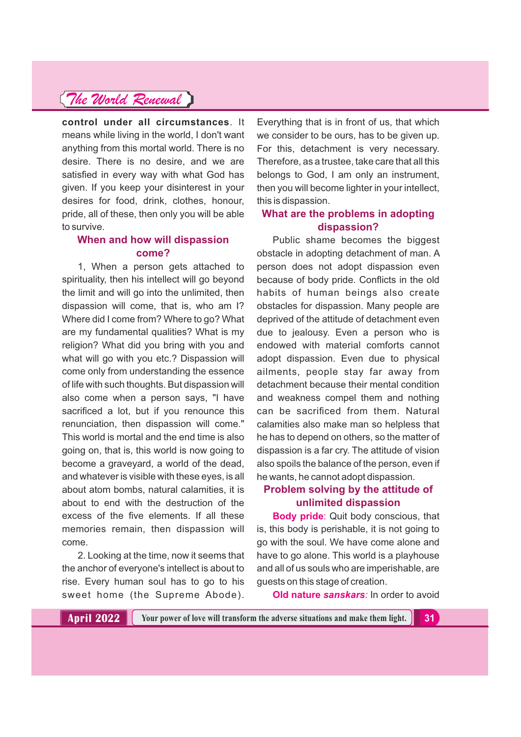**control under all circumstances**. It means while living in the world, I don't want anything from this mortal world. There is no desire. There is no desire, and we are satisfied in every way with what God has given. If you keep your disinterest in your desires for food, drink, clothes, honour, pride, all of these, then only you will be able to survive.

### When and how will dispassion come?

1, When a person gets attached to spirituality, then his intellect will go beyond the limit and will go into the unlimited, then dispassion will come, that is, who am I? Where did I come from? Where to go? What are my fundamental qualities? What is my religion? What did you bring with you and what will go with you etc.? Dispassion will come only from understanding the essence of life with such thoughts. But dispassion will also come when a person says, "I have sacrificed a lot, but if you renounce this renunciation, then dispassion will come." This world is mortal and the end time is also going on, that is, this world is now going to become a graveyard, a world of the dead, and whatever is visible with these eyes, is all about atom bombs, natural calamities, it is about to end with the destruction of the excess of the five elements. If all these memories remain, then dispassion will come.

2. Looking at the time, now it seems that the anchor of everyone's intellect is about to rise. Every human soul has to go to his sweet home (the Supreme Abode). Everything that is in front of us, that which we consider to be ours, has to be given up. For this, detachment is very necessary. Therefore, as a trustee, take care that all this belongs to God, I am only an instrument, then you will become lighter in your intellect, this is dispassion.

### What are the problems in adopting dispassion?

Public shame becomes the biggest obstacle in adopting detachment of man. A person does not adopt dispassion even because of body pride. Conflicts in the old habits of human beings also create obstacles for dispassion. Many people are deprived of the attitude of detachment even due to jealousy. Even a person who is endowed with material comforts cannot adopt dispassion. Even due to physical ailments, people stay far away from detachment because their mental condition and weakness compel them and nothing can be sacrificed from them. Natural calamities also make man so helpless that he has to depend on others, so the matter of dispassion is a far cry. The attitude of vision also spoils the balance of the person, even if he wants, he cannot adopt dispassion.

### Problem solving by the attitude of unlimited dispassion

**Body pride**: Quit body conscious, that is, this body is perishable, it is not going to go with the soul. We have come alone and have to go alone. This world is a playhouse and all of us souls who are imperishable, are guests on this stage of creation.

**Old nature *sanskars*:** In order to avoid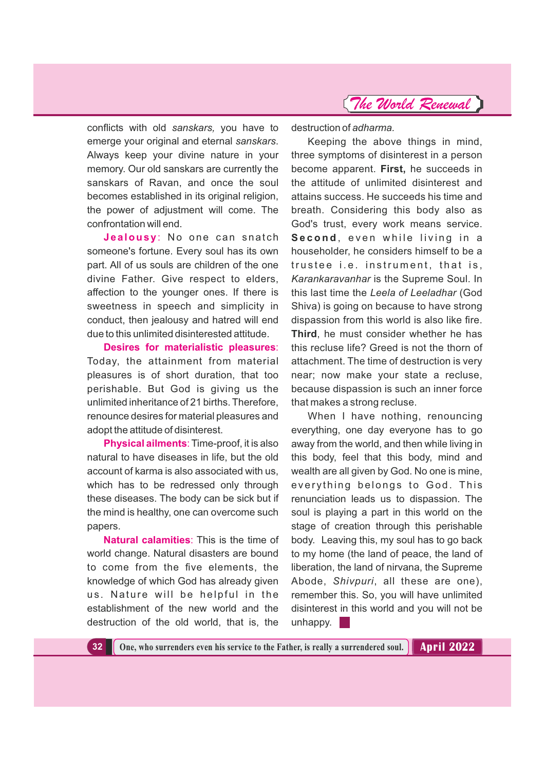conflicts with old *sanskars,* you have to emerge your original and eternal *sanskars*. Always keep your divine nature in your memory. Our old sanskars are currently the sanskars of Ravan, and once the soul becomes established in its original religion, the power of adjustment will come. The confrontation will end.

**Jealousy**: No one can snatch someone's fortune. Every soul has its own part. All of us souls are children of the one divine Father. Give respect to elders, affection to the younger ones. If there is sweetness in speech and simplicity in conduct, then jealousy and hatred will end due to this unlimited disinterested attitude.

**Desires for materialistic pleasures**: Today, the attainment from material pleasures is of short duration, that too perishable. But God is giving us the unlimited inheritance of 21 births. Therefore, renounce desires for material pleasures and adopt the attitude of disinterest.

**Physical ailments**: Time-proof, it is also natural to have diseases in life, but the old account of karma is also associated with us, which has to be redressed only through these diseases. The body can be sick but if the mind is healthy, one can overcome such papers.

**Natural calamities**: This is the time of world change. Natural disasters are bound to come from the five elements, the knowledge of which God has already given us. Nature will be helpful in the establishment of the new world and the destruction of the old world, that is, the destruction of *adharma.*

Keeping the above things in mind, three symptoms of disinterest in a person become apparent. **First,** he succeeds in the attitude of unlimited disinterest and attains success. He succeeds his time and breath. Considering this body also as God's trust, every work means service. **Second**, even while living in a householder, he considers himself to be a trustee i.e. instrument, that is, *Karankaravanhar* is the Supreme Soul. In this last time the *Leela of Leeladhar* (God Shiva) is going on because to have strong dispassion from this world is also like fire. **Third**, he must consider whether he has this recluse life? Greed is not the thorn of attachment. The time of destruction is very near; now make your state a recluse, because dispassion is such an inner force that makes a strong recluse.

When I have nothing, renouncing everything, one day everyone has to go away from the world, and then while living in this body, feel that this body, mind and wealth are all given by God. No one is mine, everything belongs to God. This renunciation leads us to dispassion. The soul is playing a part in this world on the stage of creation through this perishable body. Leaving this, my soul has to go back to my home (the land of peace, the land of liberation, the land of nirvana, the Supreme Abode, *Shivpuri*, all these are one), remember this. So, you will have unlimited disinterest in this world and you will not be unhappy. ■

One, who surrenders even his service to the Father, is really a surrendered soul.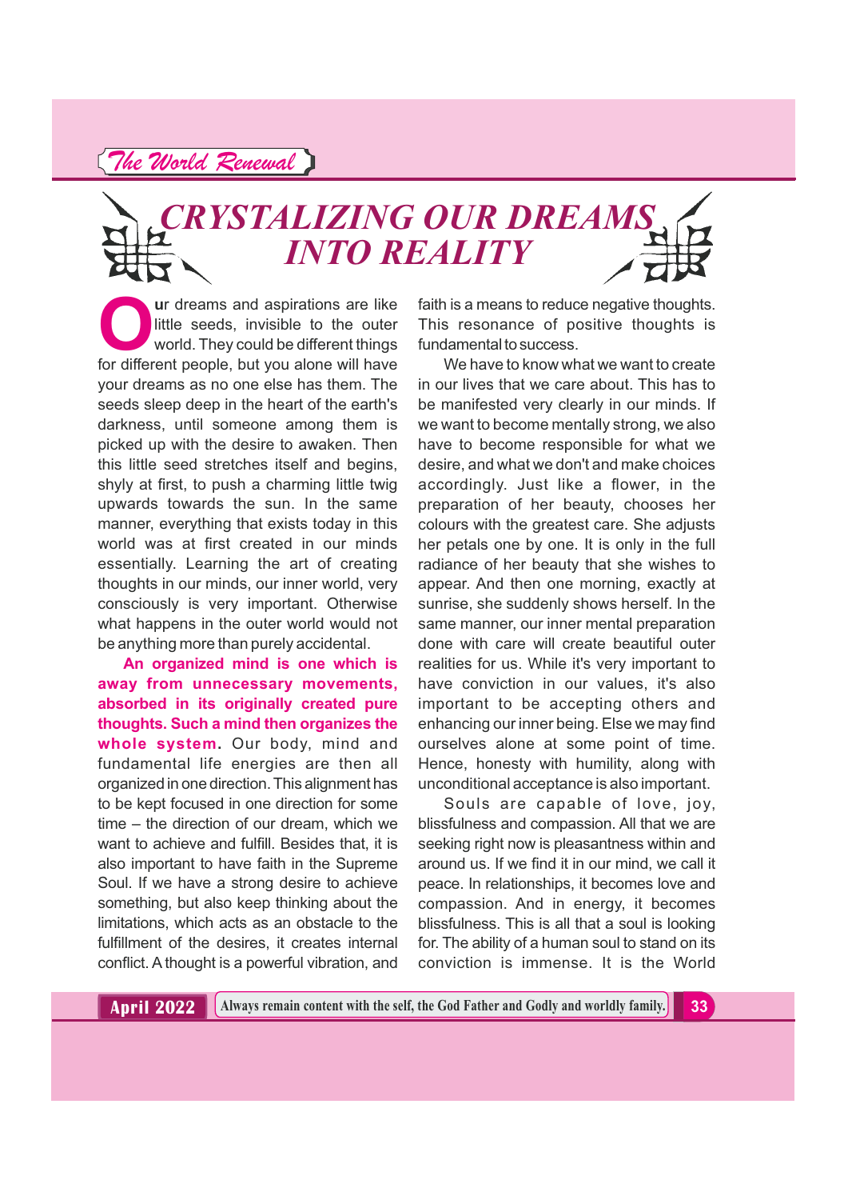# CRYSTALIZING OUR DREAMS INTO REALITY

Our dreams and aspirations are like little seeds, invisible to the outer world. They could be different things for different people, but you alone will have your dreams as no one else has them. The seeds sleep deep in the heart of the earth's darkness, until someone among them is picked up with the desire to awaken. Then this little seed stretches itself and begins, shyly at first, to push a charming little twig upwards towards the sun. In the same manner, everything that exists today in this world was at first created in our minds essentially. Learning the art of creating thoughts in our minds, our inner world, very consciously is very important. Otherwise what happens in the outer world would not be anything more than purely accidental.

**An organized mind is one which is away from unnecessary movements, absorbed in its originally created pure thoughts. Such a mind then organizes the whole system.** Our body, mind and fundamental life energies are then all organized in one direction. This alignment has to be kept focused in one direction for some time – the direction of our dream, which we want to achieve and fulfill. Besides that, it is also important to have faith in the Supreme Soul. If we have a strong desire to achieve something, but also keep thinking about the limitations, which acts as an obstacle to the fulfillment of the desires, it creates internal conflict. A thought is a powerful vibration, and faith is a means to reduce negative thoughts. This resonance of positive thoughts is fundamental to success.

We have to know what we want to create in our lives that we care about. This has to be manifested very clearly in our minds. If we want to become mentally strong, we also have to become responsible for what we desire, and what we don't and make choices accordingly. Just like a flower, in the preparation of her beauty, chooses her colours with the greatest care. She adjusts her petals one by one. It is only in the full radiance of her beauty that she wishes to appear. And then one morning, exactly at sunrise, she suddenly shows herself. In the same manner, our inner mental preparation done with care will create beautiful outer realities for us. While it's very important to have conviction in our values, it's also important to be accepting others and enhancing our inner being. Else we may find ourselves alone at some point of time. Hence, honesty with humility, along with unconditional acceptance is also important.

Souls are capable of love, joy, blissfulness and compassion. All that we are seeking right now is pleasantness within and around us. If we find it in our mind, we call it peace. In relationships, it becomes love and compassion. And in energy, it becomes blissfulness. This is all that a soul is looking for. The ability of a human soul to stand on its conviction is immense. It is the World

Always remain content with the self, the God Father and Godly and worldly family.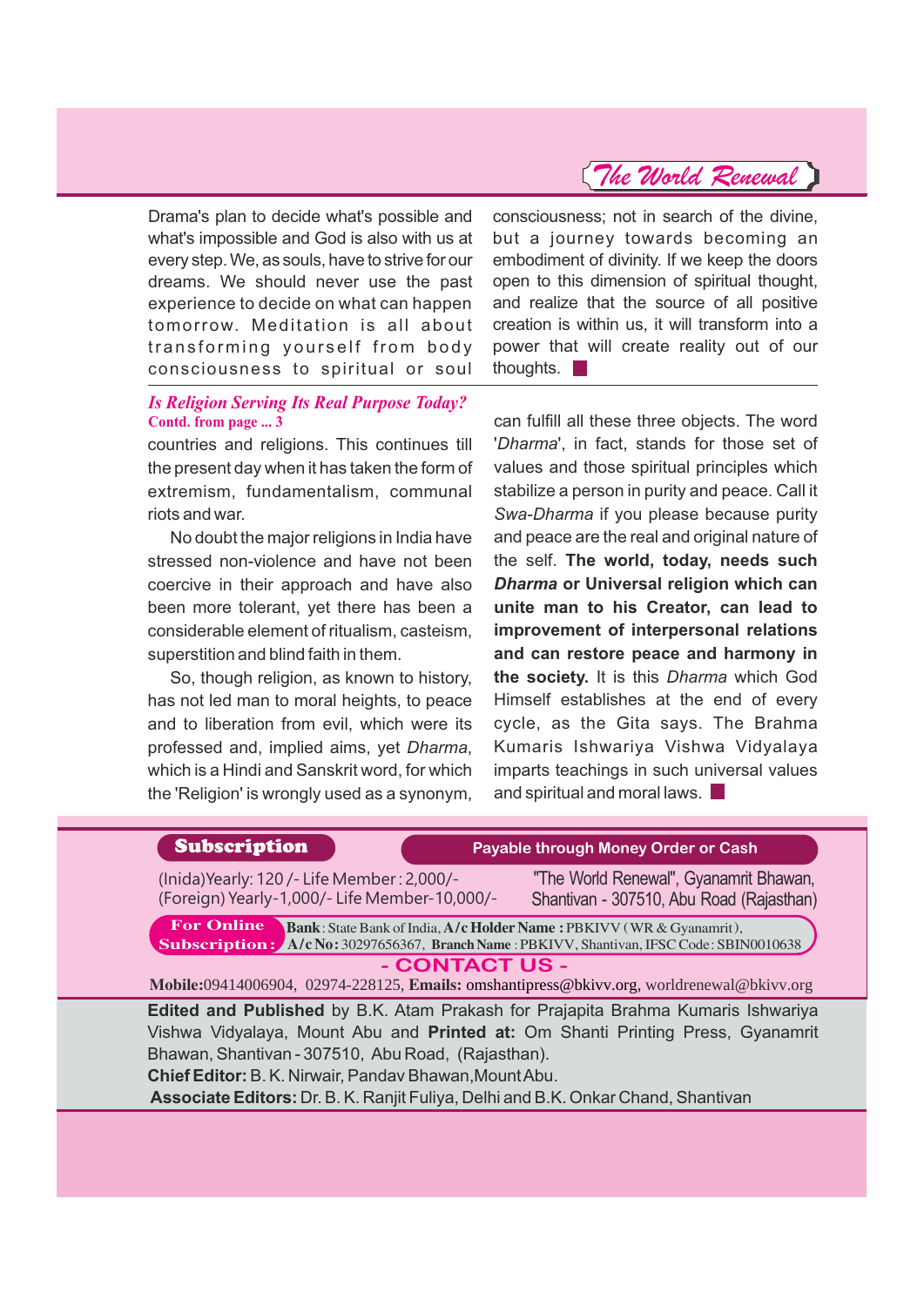Drama's plan to decide what's possible and what's impossible and God is also with us at every step. We, as souls, have to strive for our dreams. We should never use the past experience to decide on what can happen tomorrow. Meditation is all about transforming yourself from body consciousness to spiritual or soul consciousness; not in search of the divine, but a journey towards becoming an embodiment of divinity. If we keep the doors open to this dimension of spiritual thought, and realize that the source of all positive creation is within us, it will transform into a power that will create reality out of our thoughts. ■

---

### *Is Religion Serving Its Real Purpose Today?*

**Contd. from page ... 3**

countries and religions. This continues till the present day when it has taken the form of extremism, fundamentalism, communal riots and war.

No doubt the major religions in India have stressed non-violence and have not been coercive in their approach and have also been more tolerant, yet there has been a considerable element of ritualism, casteism, superstition and blind faith in them.

So, though religion, as known to history, has not led man to moral heights, to peace and to liberation from evil, which were its professed and, implied aims, yet *Dharma*, which is a Hindi and Sanskrit word, for which the 'Religion' is wrongly used as a synonym, can fulfill all these three objects. The word '*Dharma*', in fact, stands for those set of values and those spiritual principles which stabilize a person in purity and peace. Call it *Swa-Dharma* if you please because purity and peace are the real and original nature of the self. **The world, today, needs such *Dharma* or Universal religion which can unite man to his Creator, can lead to improvement of interpersonal relations and can restore peace and harmony in the society.** It is this *Dharma* which God Himself establishes at the end of every cycle, as the Gita says. The Brahma Kumaris Ishwariya Vishwa Vidyalaya imparts teachings in such universal values and spiritual and moral laws. ■

---

**Subscription** — **Payable through Money Order or Cash**

(Inida)Yearly: 120 /- Life Member : 2,000/-
(Foreign) Yearly-1,000/- Life Member-10,000/-

"The World Renewal", Gyanamrit Bhawan, Shantivan - 307510, Abu Road (Rajasthan)

**For Online Subscription :** **Bank** : State Bank of India, **A/c Holder Name :** PBKIVV ( WR & Gyanamrit ), **A/c No:** 30297656367, **Branch Name** : PBKIVV, Shantivan, IFSC Code : SBIN0010638

**- CONTACT US -**

**Mobile:**09414006904, 02974-228125, **Emails:** omshantipress@bkivv.org, worldrenewal@bkivv.org

**Edited and Published** by B.K. Atam Prakash for Prajapita Brahma Kumaris Ishwariya Vishwa Vidyalaya, Mount Abu and **Printed at:** Om Shanti Printing Press, Gyanamrit Bhawan, Shantivan - 307510, Abu Road, (Rajasthan).

**Chief Editor:** B. K. Nirwair, Pandav Bhawan, Mount Abu.

**Associate Editors:** Dr. B. K. Ranjit Fuliya, Delhi and B.K. Onkar Chand, Shantivan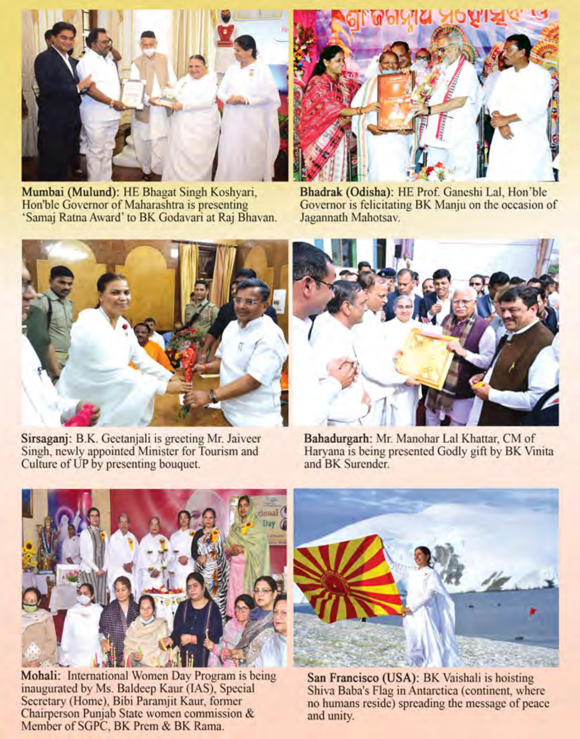**Mumbai (Mulund):** HE Bhagat Singh Koshyari, Hon'ble Governor of Maharashtra is presenting 'Samaj Ratna Award' to BK Godavari at Raj Bhavan.

**Bhadrak (Odisha):** HE Prof. Ganeshi Lal, Hon'ble Governor is felicitating BK Manju on the occasion of Jagannath Mahotsav.

**Sirsaganj:** B.K. Geetanjali is greeting Mr. Jaiveer Singh, newly appointed Minister for Tourism and Culture of UP by presenting bouquet.

**Bahadurgarh:** Mr. Manohar Lal Khattar, CM of Haryana is being presented Godly gift by BK Vinita and BK Surender.

**Mohali:** International Women Day Program is being inaugurated by Ms. Baldeep Kaur (IAS), Special Secretary (Home), Bibi Paramjit Kaur, former Chairperson Punjab State women commission & Member of SGPC, BK Prem & BK Rama.

**San Francisco (USA):** BK Vaishali is hoisting Shiva Baba's Flag in Antarctica (continent, where no humans reside) spreading the message of peace and unity.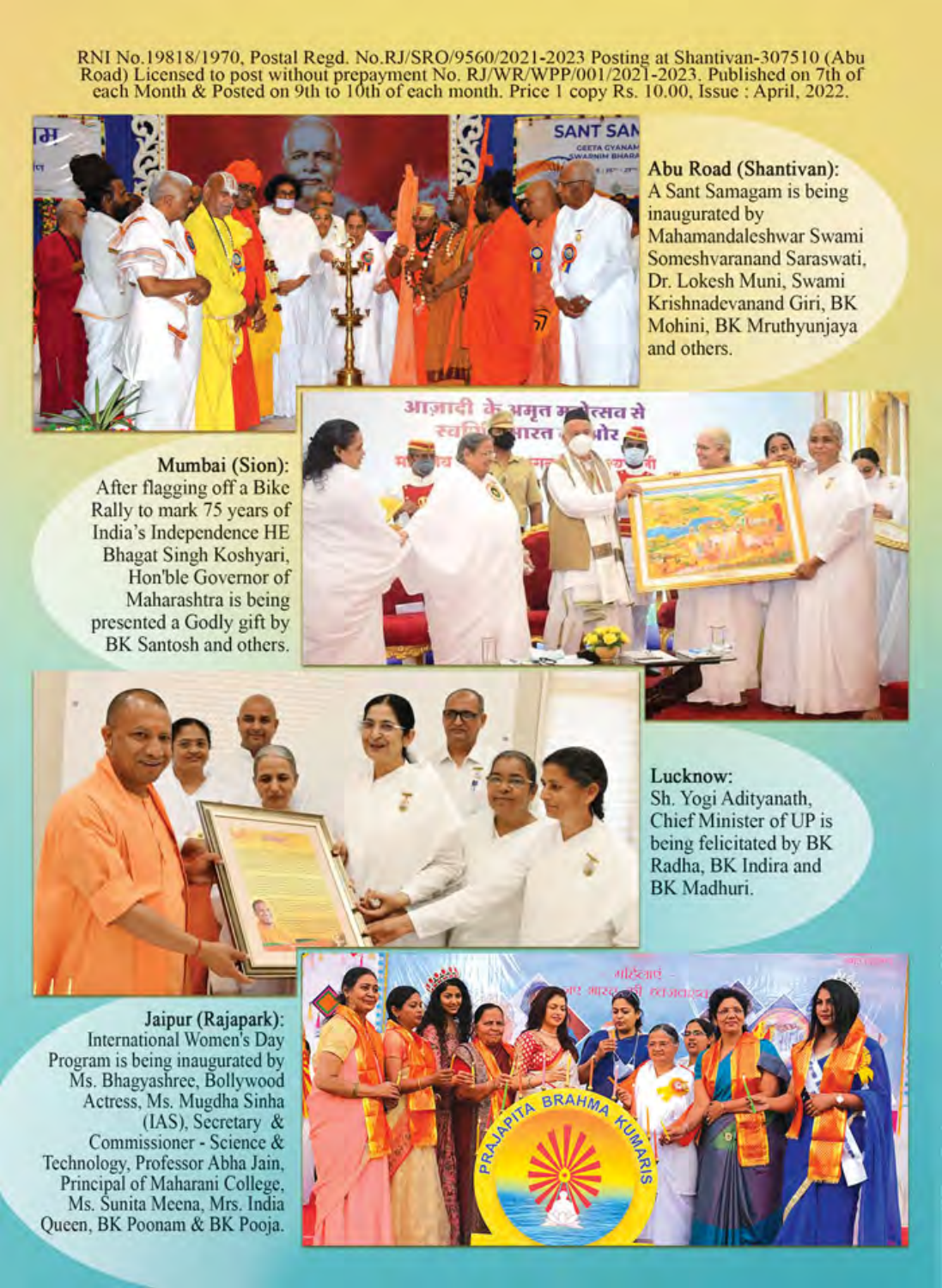RNI No.19818/1970, Postal Regd. No.RJ/SRO/9560/2021-2023 Posting at Shantivan-307510 (Abu Road) Licensed to post without prepayment No. RJ/WR/WPP/001/2021-2023. Published on 7th of each Month & Posted on 9th to 10th of each month. Price 1 copy Rs. 10.00, Issue : April, 2022.

**Abu Road (Shantivan):** A Sant Samagam is being inaugurated by Mahamandaleshwar Swami Someshvaranand Saraswati, Dr. Lokesh Muni, Swami Krishnadevanand Giri, BK Mohini, BK Mruthyunjaya and others.

**Mumbai (Sion):** After flagging off a Bike Rally to mark 75 years of India's Independence HE Bhagat Singh Koshyari, Hon'ble Governor of Maharashtra is being presented a Godly gift by BK Santosh and others.

**Lucknow:** Sh. Yogi Adityanath, Chief Minister of UP is being felicitated by BK Radha, BK Indira and BK Madhuri.

**Jaipur (Rajapark):** International Women's Day Program is being inaugurated by Ms. Bhagyashree, Bollywood Actress, Ms. Mugdha Sinha (IAS), Secretary & Commissioner - Science & Technology, Professor Abha Jain, Principal of Maharani College, Ms. Sunita Meena, Mrs. India Queen, BK Poonam & BK Pooja.